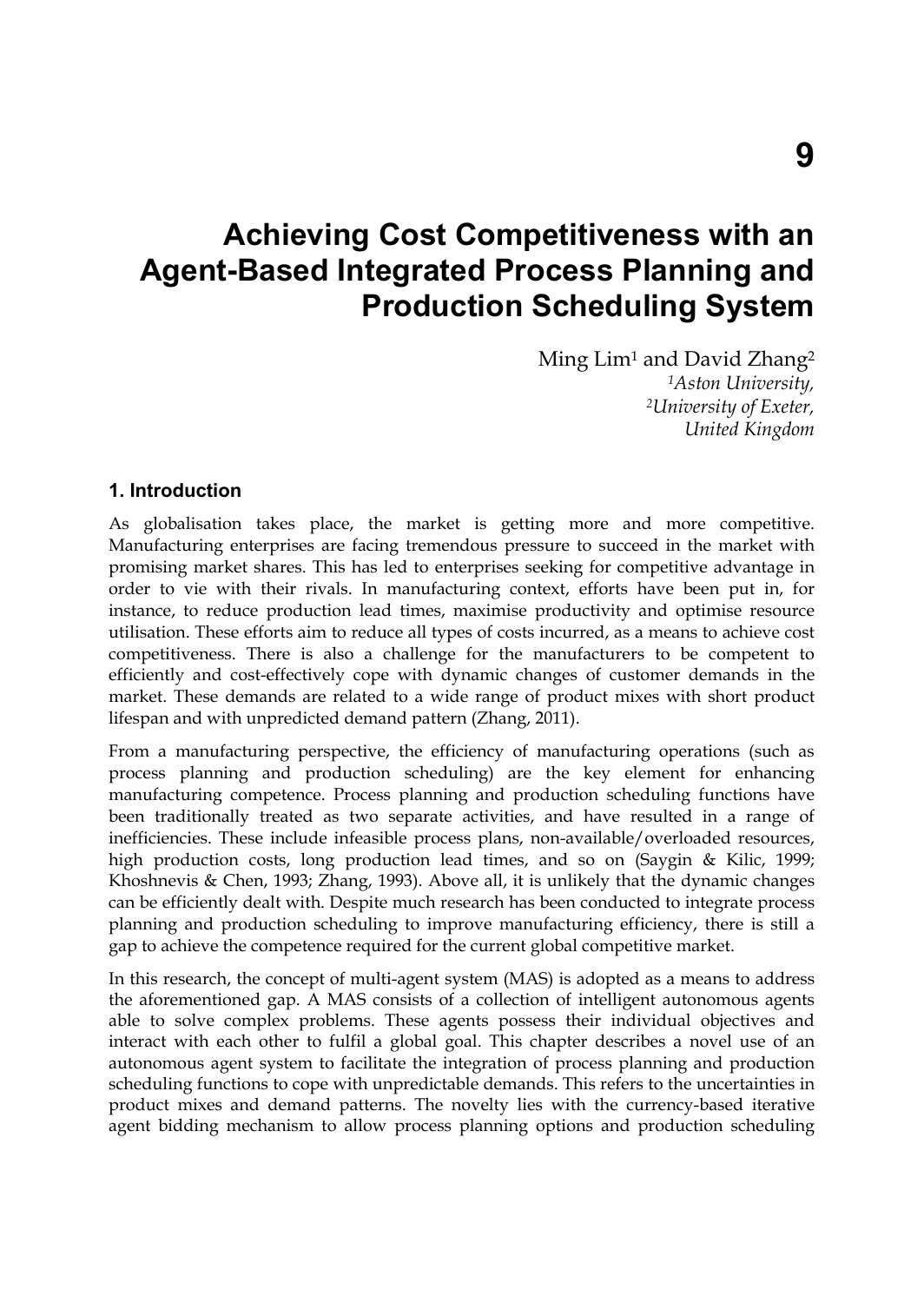# 9

# Achieving Cost Competitiveness with an Agent-Based Integrated Process Planning and Production Scheduling System

Ming Lim[1] and David Zhang[2]

[1]*Aston University,*
[2]*University of Exeter,*
*United Kingdom*

## 1. Introduction

As globalisation takes place, the market is getting more and more competitive. Manufacturing enterprises are facing tremendous pressure to succeed in the market with promising market shares. This has led to enterprises seeking for competitive advantage in order to vie with their rivals. In manufacturing context, efforts have been put in, for instance, to reduce production lead times, maximise productivity and optimise resource utilisation. These efforts aim to reduce all types of costs incurred, as a means to achieve cost competitiveness. There is also a challenge for the manufacturers to be competent to efficiently and cost-effectively cope with dynamic changes of customer demands in the market. These demands are related to a wide range of product mixes with short product lifespan and with unpredicted demand pattern (Zhang, 2011).

From a manufacturing perspective, the efficiency of manufacturing operations (such as process planning and production scheduling) are the key element for enhancing manufacturing competence. Process planning and production scheduling functions have been traditionally treated as two separate activities, and have resulted in a range of inefficiencies. These include infeasible process plans, non-available/overloaded resources, high production costs, long production lead times, and so on (Saygin & Kilic, 1999; Khoshnevis & Chen, 1993; Zhang, 1993). Above all, it is unlikely that the dynamic changes can be efficiently dealt with. Despite much research has been conducted to integrate process planning and production scheduling to improve manufacturing efficiency, there is still a gap to achieve the competence required for the current global competitive market.

In this research, the concept of multi-agent system (MAS) is adopted as a means to address the aforementioned gap. A MAS consists of a collection of intelligent autonomous agents able to solve complex problems. These agents possess their individual objectives and interact with each other to fulfil a global goal. This chapter describes a novel use of an autonomous agent system to facilitate the integration of process planning and production scheduling functions to cope with unpredictable demands. This refers to the uncertainties in product mixes and demand patterns. The novelty lies with the currency-based iterative agent bidding mechanism to allow process planning options and production scheduling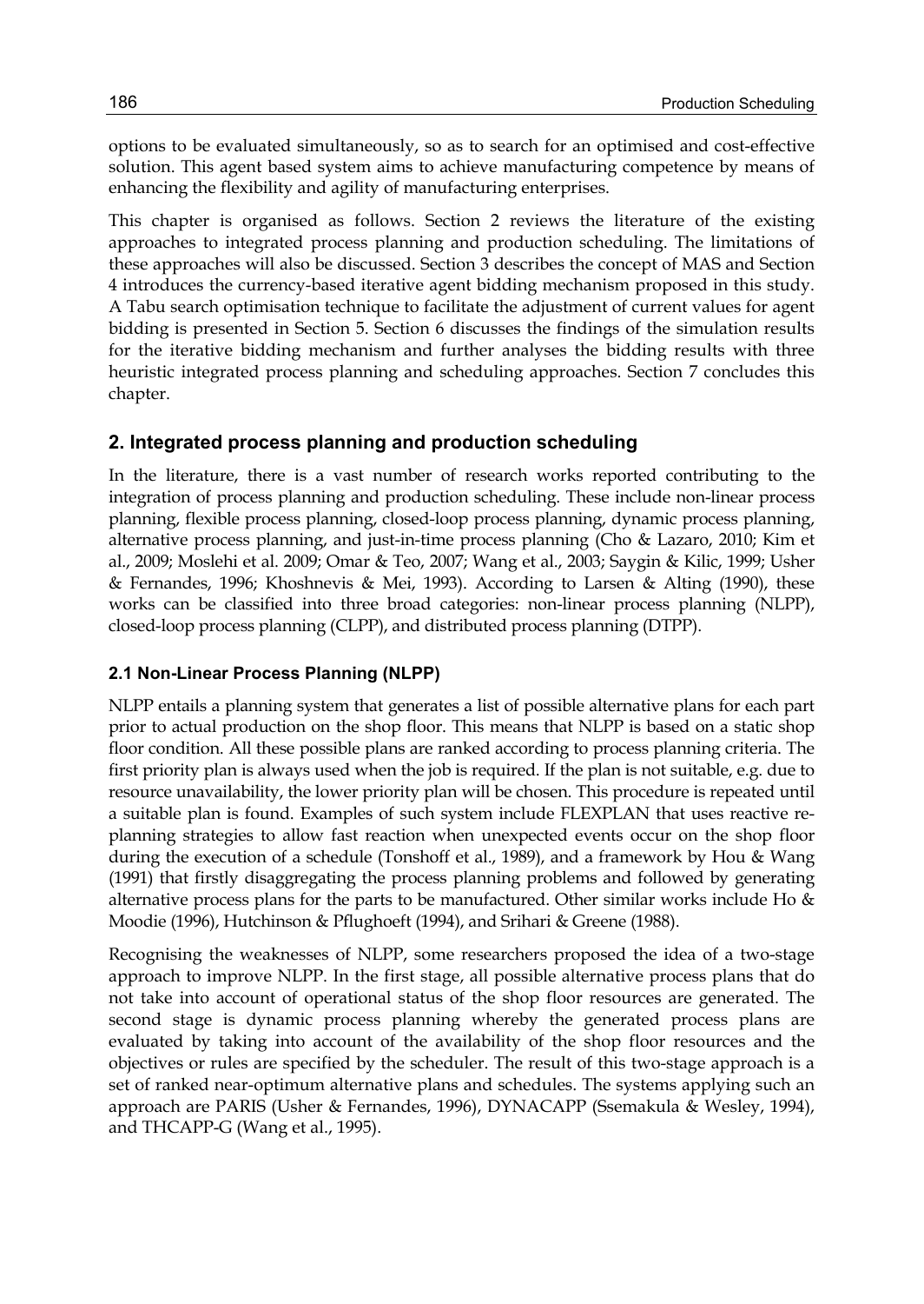options to be evaluated simultaneously, so as to search for an optimised and cost-effective solution. This agent based system aims to achieve manufacturing competence by means of enhancing the flexibility and agility of manufacturing enterprises.

This chapter is organised as follows. Section 2 reviews the literature of the existing approaches to integrated process planning and production scheduling. The limitations of these approaches will also be discussed. Section 3 describes the concept of MAS and Section 4 introduces the currency-based iterative agent bidding mechanism proposed in this study. A Tabu search optimisation technique to facilitate the adjustment of current values for agent bidding is presented in Section 5. Section 6 discusses the findings of the simulation results for the iterative bidding mechanism and further analyses the bidding results with three heuristic integrated process planning and scheduling approaches. Section 7 concludes this chapter.

## 2. Integrated process planning and production scheduling

In the literature, there is a vast number of research works reported contributing to the integration of process planning and production scheduling. These include non-linear process planning, flexible process planning, closed-loop process planning, dynamic process planning, alternative process planning, and just-in-time process planning (Cho & Lazaro, 2010; Kim et al., 2009; Moslehi et al. 2009; Omar & Teo, 2007; Wang et al., 2003; Saygin & Kilic, 1999; Usher & Fernandes, 1996; Khoshnevis & Mei, 1993). According to Larsen & Alting (1990), these works can be classified into three broad categories: non-linear process planning (NLPP), closed-loop process planning (CLPP), and distributed process planning (DTPP).

### 2.1 Non-Linear Process Planning (NLPP)

NLPP entails a planning system that generates a list of possible alternative plans for each part prior to actual production on the shop floor. This means that NLPP is based on a static shop floor condition. All these possible plans are ranked according to process planning criteria. The first priority plan is always used when the job is required. If the plan is not suitable, e.g. due to resource unavailability, the lower priority plan will be chosen. This procedure is repeated until a suitable plan is found. Examples of such system include FLEXPLAN that uses reactive re-planning strategies to allow fast reaction when unexpected events occur on the shop floor during the execution of a schedule (Tonshoff et al., 1989), and a framework by Hou & Wang (1991) that firstly disaggregating the process planning problems and followed by generating alternative process plans for the parts to be manufactured. Other similar works include Ho & Moodie (1996), Hutchinson & Pflughoeft (1994), and Srihari & Greene (1988).

Recognising the weaknesses of NLPP, some researchers proposed the idea of a two-stage approach to improve NLPP. In the first stage, all possible alternative process plans that do not take into account of operational status of the shop floor resources are generated. The second stage is dynamic process planning whereby the generated process plans are evaluated by taking into account of the availability of the shop floor resources and the objectives or rules are specified by the scheduler. The result of this two-stage approach is a set of ranked near-optimum alternative plans and schedules. The systems applying such an approach are PARIS (Usher & Fernandes, 1996), DYNACAPP (Ssemakula & Wesley, 1994), and THCAPP-G (Wang et al., 1995).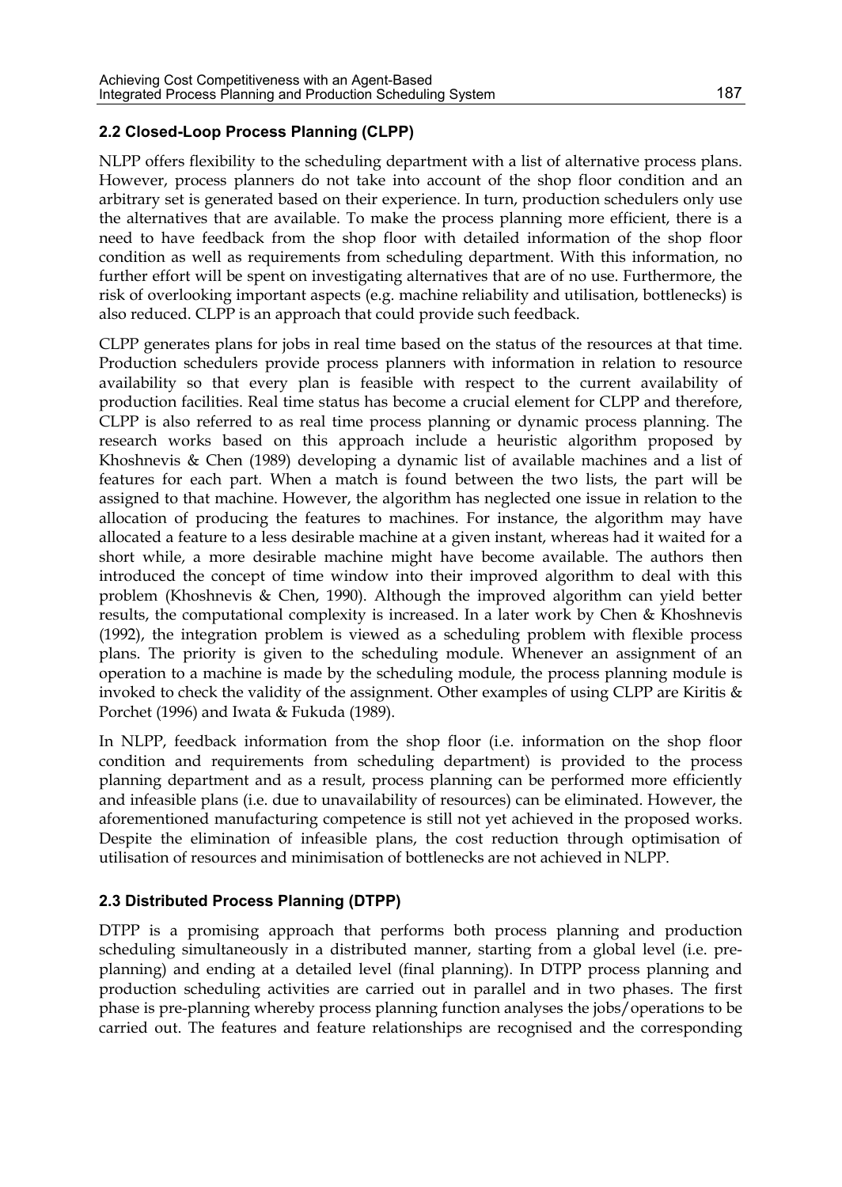## 2.2 Closed-Loop Process Planning (CLPP)

NLPP offers flexibility to the scheduling department with a list of alternative process plans. However, process planners do not take into account of the shop floor condition and an arbitrary set is generated based on their experience. In turn, production schedulers only use the alternatives that are available. To make the process planning more efficient, there is a need to have feedback from the shop floor with detailed information of the shop floor condition as well as requirements from scheduling department. With this information, no further effort will be spent on investigating alternatives that are of no use. Furthermore, the risk of overlooking important aspects (e.g. machine reliability and utilisation, bottlenecks) is also reduced. CLPP is an approach that could provide such feedback.

CLPP generates plans for jobs in real time based on the status of the resources at that time. Production schedulers provide process planners with information in relation to resource availability so that every plan is feasible with respect to the current availability of production facilities. Real time status has become a crucial element for CLPP and therefore, CLPP is also referred to as real time process planning or dynamic process planning. The research works based on this approach include a heuristic algorithm proposed by Khoshnevis & Chen (1989) developing a dynamic list of available machines and a list of features for each part. When a match is found between the two lists, the part will be assigned to that machine. However, the algorithm has neglected one issue in relation to the allocation of producing the features to machines. For instance, the algorithm may have allocated a feature to a less desirable machine at a given instant, whereas had it waited for a short while, a more desirable machine might have become available. The authors then introduced the concept of time window into their improved algorithm to deal with this problem (Khoshnevis & Chen, 1990). Although the improved algorithm can yield better results, the computational complexity is increased. In a later work by Chen & Khoshnevis (1992), the integration problem is viewed as a scheduling problem with flexible process plans. The priority is given to the scheduling module. Whenever an assignment of an operation to a machine is made by the scheduling module, the process planning module is invoked to check the validity of the assignment. Other examples of using CLPP are Kiritis & Porchet (1996) and Iwata & Fukuda (1989).

In NLPP, feedback information from the shop floor (i.e. information on the shop floor condition and requirements from scheduling department) is provided to the process planning department and as a result, process planning can be performed more efficiently and infeasible plans (i.e. due to unavailability of resources) can be eliminated. However, the aforementioned manufacturing competence is still not yet achieved in the proposed works. Despite the elimination of infeasible plans, the cost reduction through optimisation of utilisation of resources and minimisation of bottlenecks are not achieved in NLPP.

## 2.3 Distributed Process Planning (DTPP)

DTPP is a promising approach that performs both process planning and production scheduling simultaneously in a distributed manner, starting from a global level (i.e. pre-planning) and ending at a detailed level (final planning). In DTPP process planning and production scheduling activities are carried out in parallel and in two phases. The first phase is pre-planning whereby process planning function analyses the jobs/operations to be carried out. The features and feature relationships are recognised and the corresponding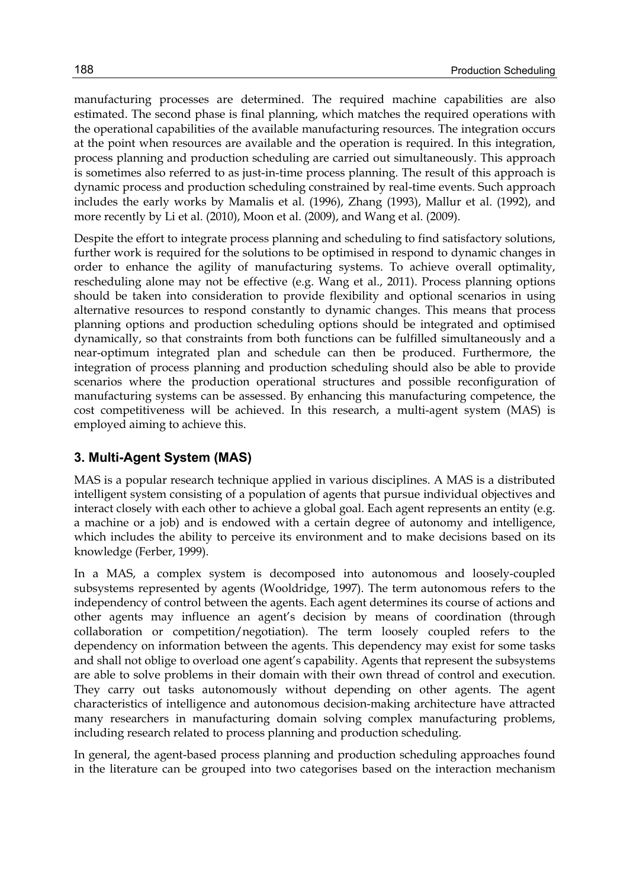manufacturing processes are determined. The required machine capabilities are also estimated. The second phase is final planning, which matches the required operations with the operational capabilities of the available manufacturing resources. The integration occurs at the point when resources are available and the operation is required. In this integration, process planning and production scheduling are carried out simultaneously. This approach is sometimes also referred to as just-in-time process planning. The result of this approach is dynamic process and production scheduling constrained by real-time events. Such approach includes the early works by Mamalis et al. (1996), Zhang (1993), Mallur et al. (1992), and more recently by Li et al. (2010), Moon et al. (2009), and Wang et al. (2009).

Despite the effort to integrate process planning and scheduling to find satisfactory solutions, further work is required for the solutions to be optimised in respond to dynamic changes in order to enhance the agility of manufacturing systems. To achieve overall optimality, rescheduling alone may not be effective (e.g. Wang et al., 2011). Process planning options should be taken into consideration to provide flexibility and optional scenarios in using alternative resources to respond constantly to dynamic changes. This means that process planning options and production scheduling options should be integrated and optimised dynamically, so that constraints from both functions can be fulfilled simultaneously and a near-optimum integrated plan and schedule can then be produced. Furthermore, the integration of process planning and production scheduling should also be able to provide scenarios where the production operational structures and possible reconfiguration of manufacturing systems can be assessed. By enhancing this manufacturing competence, the cost competitiveness will be achieved. In this research, a multi-agent system (MAS) is employed aiming to achieve this.

## 3. Multi-Agent System (MAS)

MAS is a popular research technique applied in various disciplines. A MAS is a distributed intelligent system consisting of a population of agents that pursue individual objectives and interact closely with each other to achieve a global goal. Each agent represents an entity (e.g. a machine or a job) and is endowed with a certain degree of autonomy and intelligence, which includes the ability to perceive its environment and to make decisions based on its knowledge (Ferber, 1999).

In a MAS, a complex system is decomposed into autonomous and loosely-coupled subsystems represented by agents (Wooldridge, 1997). The term autonomous refers to the independency of control between the agents. Each agent determines its course of actions and other agents may influence an agent's decision by means of coordination (through collaboration or competition/negotiation). The term loosely coupled refers to the dependency on information between the agents. This dependency may exist for some tasks and shall not oblige to overload one agent's capability. Agents that represent the subsystems are able to solve problems in their domain with their own thread of control and execution. They carry out tasks autonomously without depending on other agents. The agent characteristics of intelligence and autonomous decision-making architecture have attracted many researchers in manufacturing domain solving complex manufacturing problems, including research related to process planning and production scheduling.

In general, the agent-based process planning and production scheduling approaches found in the literature can be grouped into two categorises based on the interaction mechanism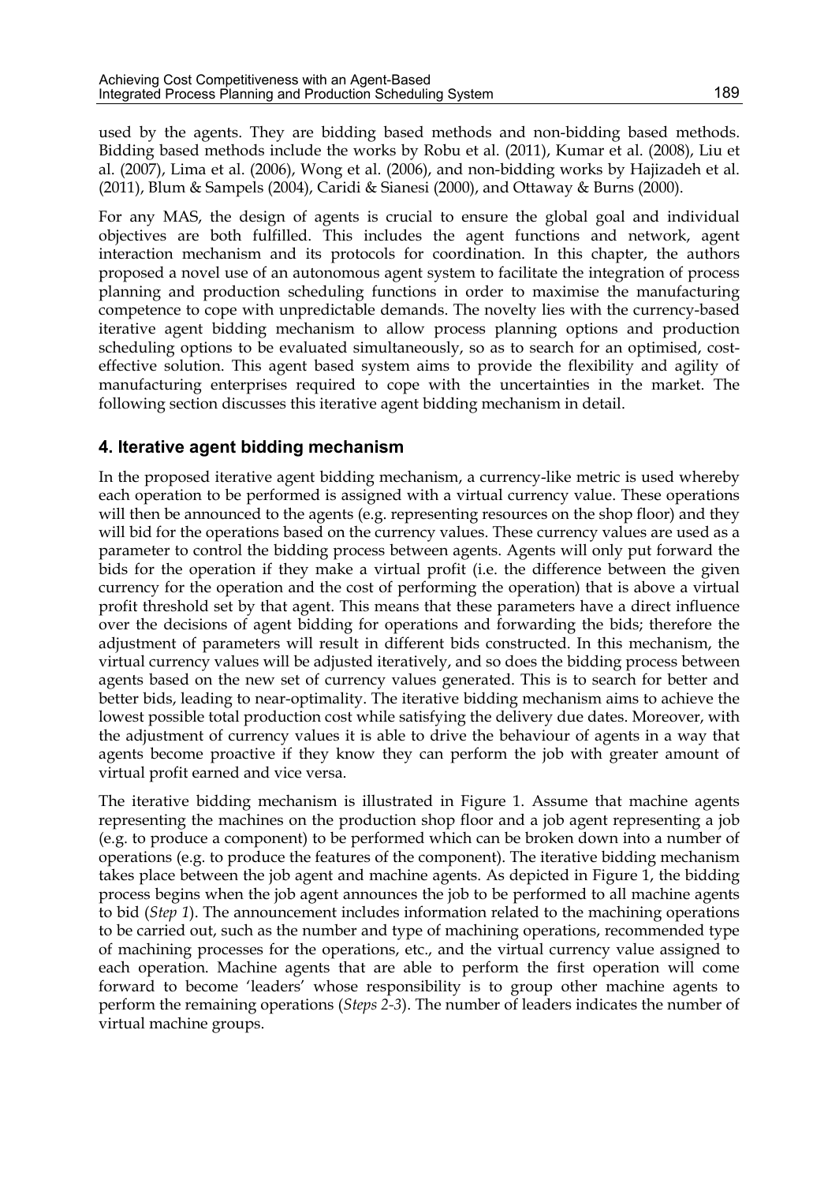used by the agents. They are bidding based methods and non-bidding based methods. Bidding based methods include the works by Robu et al. (2011), Kumar et al. (2008), Liu et al. (2007), Lima et al. (2006), Wong et al. (2006), and non-bidding works by Hajizadeh et al. (2011), Blum & Sampels (2004), Caridi & Sianesi (2000), and Ottaway & Burns (2000).

For any MAS, the design of agents is crucial to ensure the global goal and individual objectives are both fulfilled. This includes the agent functions and network, agent interaction mechanism and its protocols for coordination. In this chapter, the authors proposed a novel use of an autonomous agent system to facilitate the integration of process planning and production scheduling functions in order to maximise the manufacturing competence to cope with unpredictable demands. The novelty lies with the currency-based iterative agent bidding mechanism to allow process planning options and production scheduling options to be evaluated simultaneously, so as to search for an optimised, cost-effective solution. This agent based system aims to provide the flexibility and agility of manufacturing enterprises required to cope with the uncertainties in the market. The following section discusses this iterative agent bidding mechanism in detail.

## 4. Iterative agent bidding mechanism

In the proposed iterative agent bidding mechanism, a currency-like metric is used whereby each operation to be performed is assigned with a virtual currency value. These operations will then be announced to the agents (e.g. representing resources on the shop floor) and they will bid for the operations based on the currency values. These currency values are used as a parameter to control the bidding process between agents. Agents will only put forward the bids for the operation if they make a virtual profit (i.e. the difference between the given currency for the operation and the cost of performing the operation) that is above a virtual profit threshold set by that agent. This means that these parameters have a direct influence over the decisions of agent bidding for operations and forwarding the bids; therefore the adjustment of parameters will result in different bids constructed. In this mechanism, the virtual currency values will be adjusted iteratively, and so does the bidding process between agents based on the new set of currency values generated. This is to search for better and better bids, leading to near-optimality. The iterative bidding mechanism aims to achieve the lowest possible total production cost while satisfying the delivery due dates. Moreover, with the adjustment of currency values it is able to drive the behaviour of agents in a way that agents become proactive if they know they can perform the job with greater amount of virtual profit earned and vice versa.

The iterative bidding mechanism is illustrated in Figure 1. Assume that machine agents representing the machines on the production shop floor and a job agent representing a job (e.g. to produce a component) to be performed which can be broken down into a number of operations (e.g. to produce the features of the component). The iterative bidding mechanism takes place between the job agent and machine agents. As depicted in Figure 1, the bidding process begins when the job agent announces the job to be performed to all machine agents to bid (*Step 1*). The announcement includes information related to the machining operations to be carried out, such as the number and type of machining operations, recommended type of machining processes for the operations, etc., and the virtual currency value assigned to each operation. Machine agents that are able to perform the first operation will come forward to become 'leaders' whose responsibility is to group other machine agents to perform the remaining operations (*Steps 2-3*). The number of leaders indicates the number of virtual machine groups.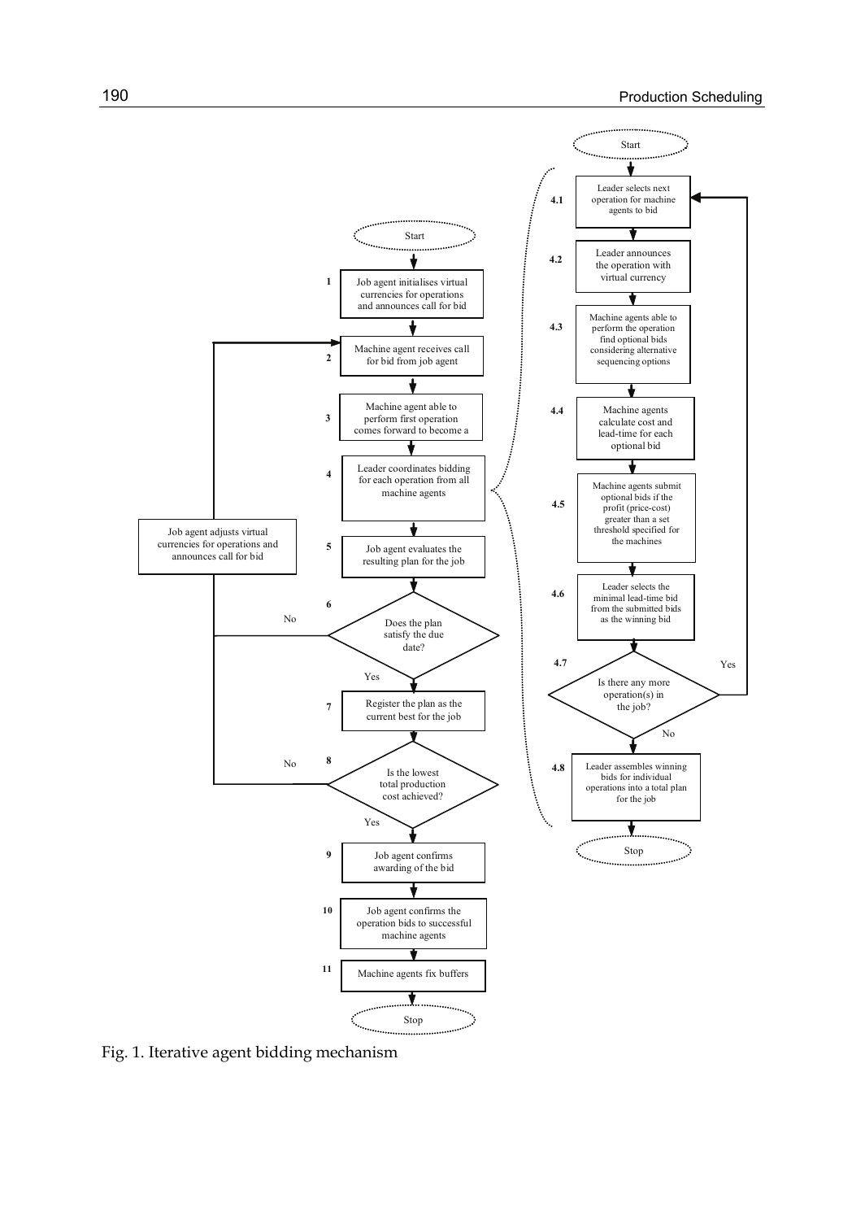**Start**

1. Job agent initialises virtual currencies for operations and announces call for bid
2. Machine agent receives call for bid from job agent
3. Machine agent able to perform first operation comes forward to become a
4. Leader coordinates bidding for each operation from all machine agents
   - **Start**
   - 4.1 Leader selects next operation for machine agents to bid
   - 4.2 Leader announces the operation with virtual currency
   - 4.3 Machine agents able to perform the operation find optional bids considering alternative sequencing options
   - 4.4 Machine agents calculate cost and lead-time for each optional bid
   - 4.5 Machine agents submit optional bids if the profit (price-cost) greater than a set threshold specified for the machines
   - 4.6 Leader selects the minimal lead-time bid from the submitted bids as the winning bid
   - 4.7 Is there any more operation(s) in the job? (Yes → 4.1; No → 4.8)
   - 4.8 Leader assembles winning bids for individual operations into a total plan for the job
   - **Stop**
5. Job agent evaluates the resulting plan for the job
6. Does the plan satisfy the due date? (No → Job agent adjusts virtual currencies for operations and announces call for bid → 2; Yes → 7)
7. Register the plan as the current best for the job
8. Is the lowest total production cost achieved? (No → Job agent adjusts virtual currencies for operations and announces call for bid → 2; Yes → 9)
9. Job agent confirms awarding of the bid
10. Job agent confirms the operation bids to successful machine agents
11. Machine agents fix buffers

**Stop**

Fig. 1. Iterative agent bidding mechanism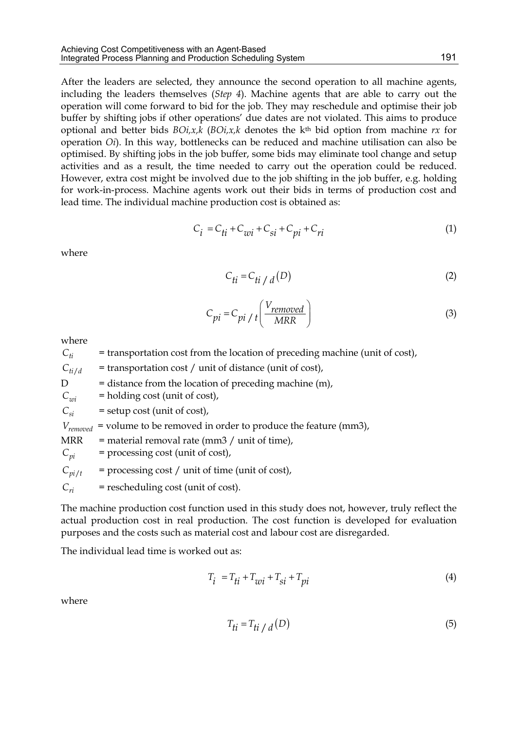After the leaders are selected, they announce the second operation to all machine agents, including the leaders themselves (*Step 4*). Machine agents that are able to carry out the operation will come forward to bid for the job. They may reschedule and optimise their job buffer by shifting jobs if other operations' due dates are not violated. This aims to produce optional and better bids $BOi,x,k$ ($BOi,x,k$ denotes the k[th] bid option from machine $rx$ for operation $Oi$). In this way, bottlenecks can be reduced and machine utilisation can also be optimised. By shifting jobs in the job buffer, some bids may eliminate tool change and setup activities and as a result, the time needed to carry out the operation could be reduced. However, extra cost might be involved due to the job shifting in the job buffer, e.g. holding for work-in-process. Machine agents work out their bids in terms of production cost and lead time. The individual machine production cost is obtained as:

$$C_i = C_{ti} + C_{wi} + C_{si} + C_{pi} + C_{ri} \tag{1}$$

where

$$C_{ti} = C_{ti/d}(D) \tag{2}$$

$$C_{pi} = C_{pi/t}\left(\frac{V_{removed}}{MRR}\right) \tag{3}$$

where

$C_{ti}$ = transportation cost from the location of preceding machine (unit of cost),

$C_{ti/d}$ = transportation cost / unit of distance (unit of cost),

D = distance from the location of preceding machine (m),

$C_{wi}$ = holding cost (unit of cost),

$C_{si}$ = setup cost (unit of cost),

$V_{removed}$ = volume to be removed in order to produce the feature (mm3),

MRR = material removal rate (mm3 / unit of time),

$C_{pi}$ = processing cost (unit of cost),

$C_{pi/t}$ = processing cost / unit of time (unit of cost),

$C_{ri}$ = rescheduling cost (unit of cost).

The machine production cost function used in this study does not, however, truly reflect the actual production cost in real production. The cost function is developed for evaluation purposes and the costs such as material cost and labour cost are disregarded.

The individual lead time is worked out as:

$$T_i = T_{ti} + T_{wi} + T_{si} + T_{pi} \tag{4}$$

where

$$T_{ti} = T_{ti/d}(D) \tag{5}$$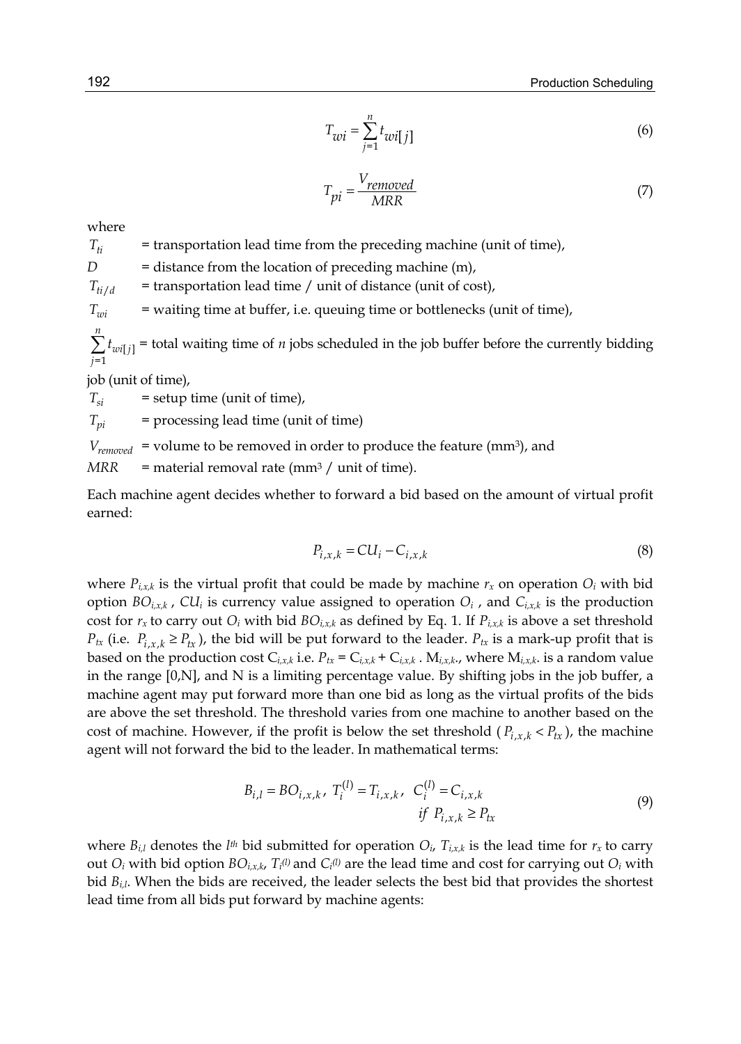$$T_{wi} = \sum_{j=1}^{n} t_{wi[j]} \tag{6}$$

$$T_{pi} = \frac{V_{removed}}{MRR} \tag{7}$$

where

$T_{ti}$ = transportation lead time from the preceding machine (unit of time),

$D$ = distance from the location of preceding machine (m),

$T_{ti/d}$ = transportation lead time / unit of distance (unit of cost),

$T_{wi}$ = waiting time at buffer, i.e. queuing time or bottlenecks (unit of time),

$\sum_{j=1}^{n} t_{wi[j]}$ = total waiting time of $n$ jobs scheduled in the job buffer before the currently bidding job (unit of time),

$T_{si}$ = setup time (unit of time),

$T_{pi}$ = processing lead time (unit of time)

$V_{removed}$ = volume to be removed in order to produce the feature (mm$^3$), and

$MRR$ = material removal rate (mm$^3$ / unit of time).

Each machine agent decides whether to forward a bid based on the amount of virtual profit earned:

$$P_{i,x,k} = CU_i - C_{i,x,k} \tag{8}$$

where $P_{i,x,k}$ is the virtual profit that could be made by machine $r_x$ on operation $O_i$ with bid option $BO_{i,x,k}$ , $CU_i$ is currency value assigned to operation $O_i$ , and $C_{i,x,k}$ is the production cost for $r_x$ to carry out $O_i$ with bid $BO_{i,x,k}$ as defined by Eq. 1. If $P_{i,x,k}$ is above a set threshold $P_{tx}$ (i.e. $P_{i,x,k} \geq P_{tx}$), the bid will be put forward to the leader. $P_{tx}$ is a mark-up profit that is based on the production cost $C_{i,x,k}$ i.e. $P_{tx} = C_{i,x,k} + C_{i,x,k} \,.\, M_{i,x,k}$., where $M_{i,x,k}$. is a random value in the range [0,N], and N is a limiting percentage value. By shifting jobs in the job buffer, a machine agent may put forward more than one bid as long as the virtual profits of the bids are above the set threshold. The threshold varies from one machine to another based on the cost of machine. However, if the profit is below the set threshold ( $P_{i,x,k} < P_{tx}$ ), the machine agent will not forward the bid to the leader. In mathematical terms:

$$B_{i,l} = BO_{i,x,k}\,,\; T_i^{(l)} = T_{i,x,k}\,,\;\; C_i^{(l)} = C_{i,x,k} \quad if\;\; P_{i,x,k} \geq P_{tx} \tag{9}$$

where $B_{i,l}$ denotes the $l^{th}$ bid submitted for operation $O_i$, $T_{i,x,k}$ is the lead time for $r_x$ to carry out $O_i$ with bid option $BO_{i,x,k}$, $T_i^{(l)}$ and $C_i^{(l)}$ are the lead time and cost for carrying out $O_i$ with bid $B_{i,l}$. When the bids are received, the leader selects the best bid that provides the shortest lead time from all bids put forward by machine agents: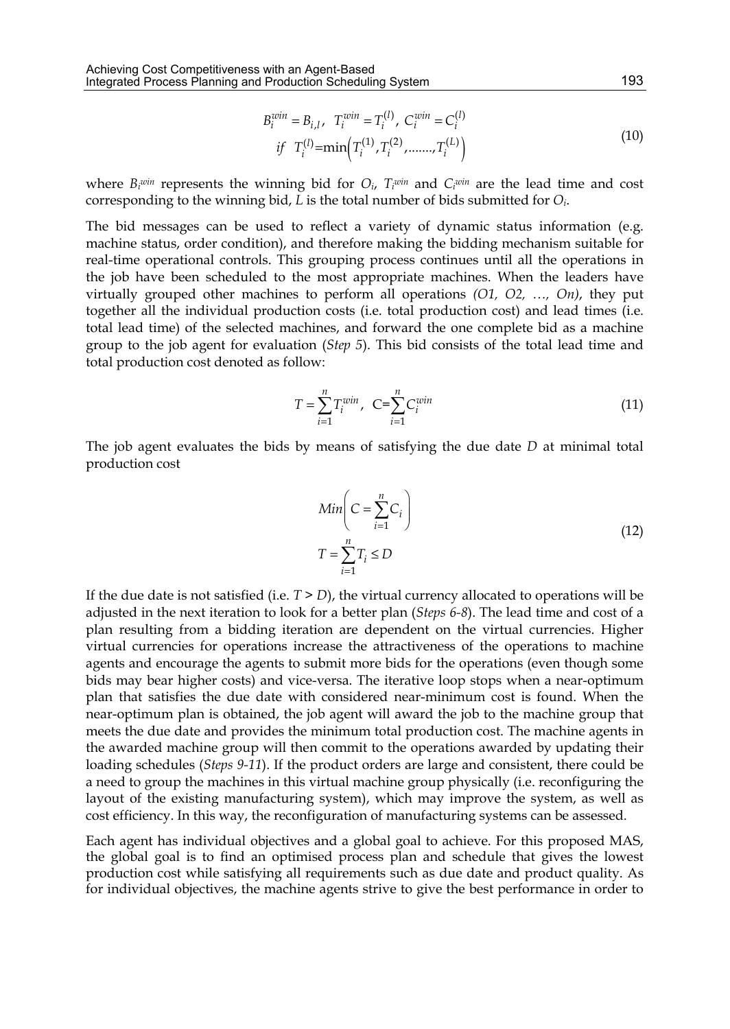$$B_i^{win} = B_{i,l},\quad T_i^{win} = T_i^{(l)},\ C_i^{win} = C_i^{(l)}$$
$$if\quad T_i^{(l)} = \min\left(T_i^{(1)}, T_i^{(2)}, \ldots\ldots, T_i^{(L)}\right) \tag{10}$$

where $B_i^{win}$ represents the winning bid for $O_i$, $T_i^{win}$ and $C_i^{win}$ are the lead time and cost corresponding to the winning bid, $L$ is the total number of bids submitted for $O_i$.

The bid messages can be used to reflect a variety of dynamic status information (e.g. machine status, order condition), and therefore making the bidding mechanism suitable for real-time operational controls. This grouping process continues until all the operations in the job have been scheduled to the most appropriate machines. When the leaders have virtually grouped other machines to perform all operations *(O1, O2, …, On)*, they put together all the individual production costs (i.e. total production cost) and lead times (i.e. total lead time) of the selected machines, and forward the one complete bid as a machine group to the job agent for evaluation (*Step 5*). This bid consists of the total lead time and total production cost denoted as follow:

$$T = \sum_{i=1}^{n} T_i^{win},\quad C = \sum_{i=1}^{n} C_i^{win} \tag{11}$$

The job agent evaluates the bids by means of satisfying the due date $D$ at minimal total production cost

$$Min\left(C = \sum_{i=1}^{n} C_i\right)$$
$$T = \sum_{i=1}^{n} T_i \le D \tag{12}$$

If the due date is not satisfied (i.e. $T > D$), the virtual currency allocated to operations will be adjusted in the next iteration to look for a better plan (*Steps 6-8*). The lead time and cost of a plan resulting from a bidding iteration are dependent on the virtual currencies. Higher virtual currencies for operations increase the attractiveness of the operations to machine agents and encourage the agents to submit more bids for the operations (even though some bids may bear higher costs) and vice-versa. The iterative loop stops when a near-optimum plan that satisfies the due date with considered near-minimum cost is found. When the near-optimum plan is obtained, the job agent will award the job to the machine group that meets the due date and provides the minimum total production cost. The machine agents in the awarded machine group will then commit to the operations awarded by updating their loading schedules (*Steps 9-11*). If the product orders are large and consistent, there could be a need to group the machines in this virtual machine group physically (i.e. reconfiguring the layout of the existing manufacturing system), which may improve the system, as well as cost efficiency. In this way, the reconfiguration of manufacturing systems can be assessed.

Each agent has individual objectives and a global goal to achieve. For this proposed MAS, the global goal is to find an optimised process plan and schedule that gives the lowest production cost while satisfying all requirements such as due date and product quality. As for individual objectives, the machine agents strive to give the best performance in order to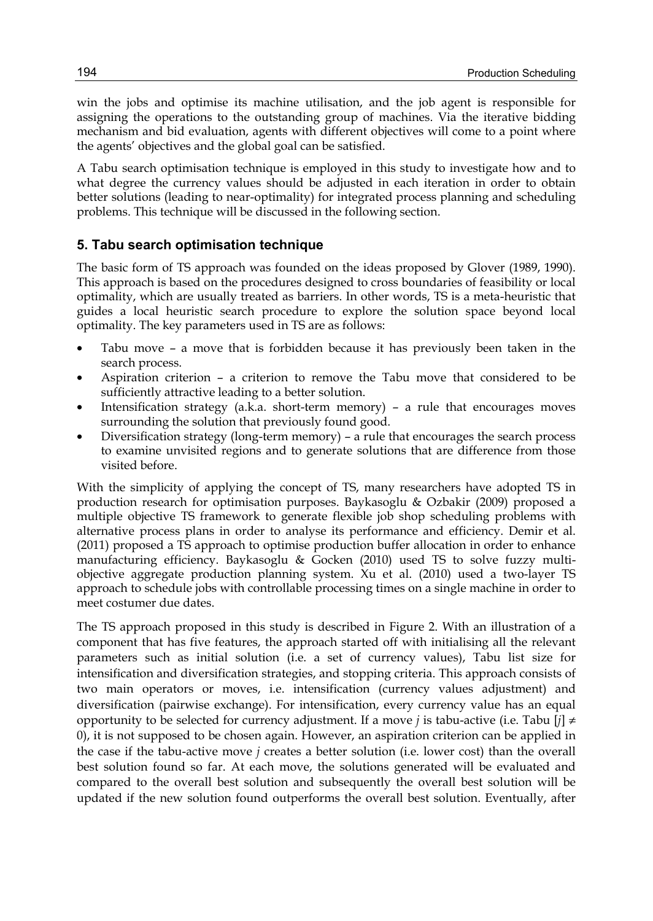win the jobs and optimise its machine utilisation, and the job agent is responsible for assigning the operations to the outstanding group of machines. Via the iterative bidding mechanism and bid evaluation, agents with different objectives will come to a point where the agents' objectives and the global goal can be satisfied.

A Tabu search optimisation technique is employed in this study to investigate how and to what degree the currency values should be adjusted in each iteration in order to obtain better solutions (leading to near-optimality) for integrated process planning and scheduling problems. This technique will be discussed in the following section.

## 5. Tabu search optimisation technique

The basic form of TS approach was founded on the ideas proposed by Glover (1989, 1990). This approach is based on the procedures designed to cross boundaries of feasibility or local optimality, which are usually treated as barriers. In other words, TS is a meta-heuristic that guides a local heuristic search procedure to explore the solution space beyond local optimality. The key parameters used in TS are as follows:

- Tabu move – a move that is forbidden because it has previously been taken in the search process.
- Aspiration criterion – a criterion to remove the Tabu move that considered to be sufficiently attractive leading to a better solution.
- Intensification strategy (a.k.a. short-term memory) – a rule that encourages moves surrounding the solution that previously found good.
- Diversification strategy (long-term memory) – a rule that encourages the search process to examine unvisited regions and to generate solutions that are difference from those visited before.

With the simplicity of applying the concept of TS, many researchers have adopted TS in production research for optimisation purposes. Baykasoglu & Ozbakir (2009) proposed a multiple objective TS framework to generate flexible job shop scheduling problems with alternative process plans in order to analyse its performance and efficiency. Demir et al. (2011) proposed a TS approach to optimise production buffer allocation in order to enhance manufacturing efficiency. Baykasoglu & Gocken (2010) used TS to solve fuzzy multi-objective aggregate production planning system. Xu et al. (2010) used a two-layer TS approach to schedule jobs with controllable processing times on a single machine in order to meet costumer due dates.

The TS approach proposed in this study is described in Figure 2. With an illustration of a component that has five features, the approach started off with initialising all the relevant parameters such as initial solution (i.e. a set of currency values), Tabu list size for intensification and diversification strategies, and stopping criteria. This approach consists of two main operators or moves, i.e. intensification (currency values adjustment) and diversification (pairwise exchange). For intensification, every currency value has an equal opportunity to be selected for currency adjustment. If a move $j$ is tabu-active (i.e. Tabu $[j] \neq 0$), it is not supposed to be chosen again. However, an aspiration criterion can be applied in the case if the tabu-active move $j$ creates a better solution (i.e. lower cost) than the overall best solution found so far. At each move, the solutions generated will be evaluated and compared to the overall best solution and subsequently the overall best solution will be updated if the new solution found outperforms the overall best solution. Eventually, after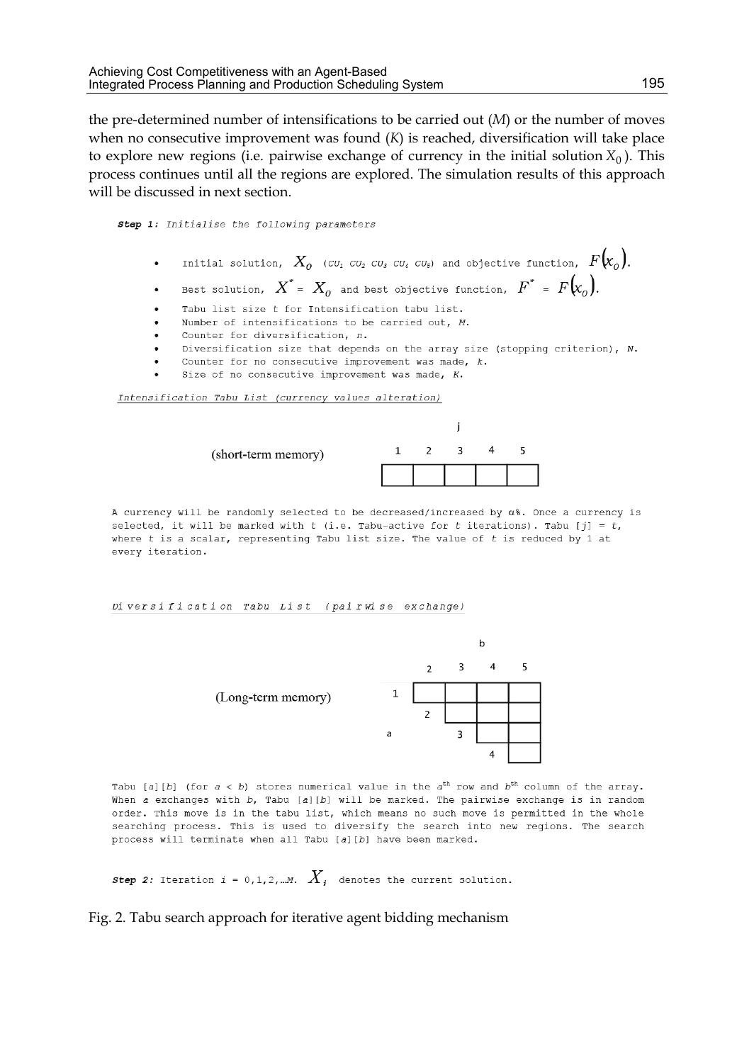the pre-determined number of intensifications to be carried out ($M$) or the number of moves when no consecutive improvement was found ($K$) is reached, diversification will take place to explore new regions (i.e. pairwise exchange of currency in the initial solution $X_0$). This process continues until all the regions are explored. The simulation results of this approach will be discussed in next section.

**Step 1:** *Initialise the following parameters*

- Initial solution, $X_0$ ($CU_1$ $CU_2$ $CU_3$ $CU_4$ $CU_5$) and objective function, $F(x_0)$.
- Best solution, $X^* = X_0$ and best objective function, $F^* = F(x_0)$.
- Tabu list size t for Intensification tabu list.
- Number of intensifications to be carried out, $M$.
- Counter for diversification, $n$.
- Diversification size that depends on the array size (stopping criterion), $N$.
- Counter for no consecutive improvement was made, $k$.
- Size of no consecutive improvement was made, $K$.

*Intensification Tabu List (currency values alteration)*

(short-term memory)

| j | | | | |
|---|---|---|---|---|
| 1 | 2 | 3 | 4 | 5 |
| | | | | |

A currency will be randomly selected to be decreased/increased by α%. Once a currency is selected, it will be marked with $t$ (i.e. Tabu-active for $t$ iterations). Tabu [$j$] = $t$, where $t$ is a scalar, representing Tabu list size. The value of $t$ is reduced by 1 at every iteration.

*Diversification Tabu List (pairwise exchange)*

(Long-term memory)

| a \ b | 2 | 3 | 4 | 5 |
|---|---|---|---|---|
| 1 | | | | |
| 2 | | | | |
| 3 | | | | |
| 4 | | | | |

Tabu [$a$][$b$] (for $a < b$) stores numerical value in the $a^{th}$ row and $b^{th}$ column of the array. When $a$ exchanges with $b$, Tabu [$a$][$b$] will be marked. The pairwise exchange is in random order. This move is in the tabu list, which means no such move is permitted in the whole searching process. This is used to diversify the search into new regions. The search process will terminate when all Tabu [$a$][$b$] have been marked.

**Step 2:** Iteration $i = 0,1,2,\ldots M$. $X_i$ denotes the current solution.

Fig. 2. Tabu search approach for iterative agent bidding mechanism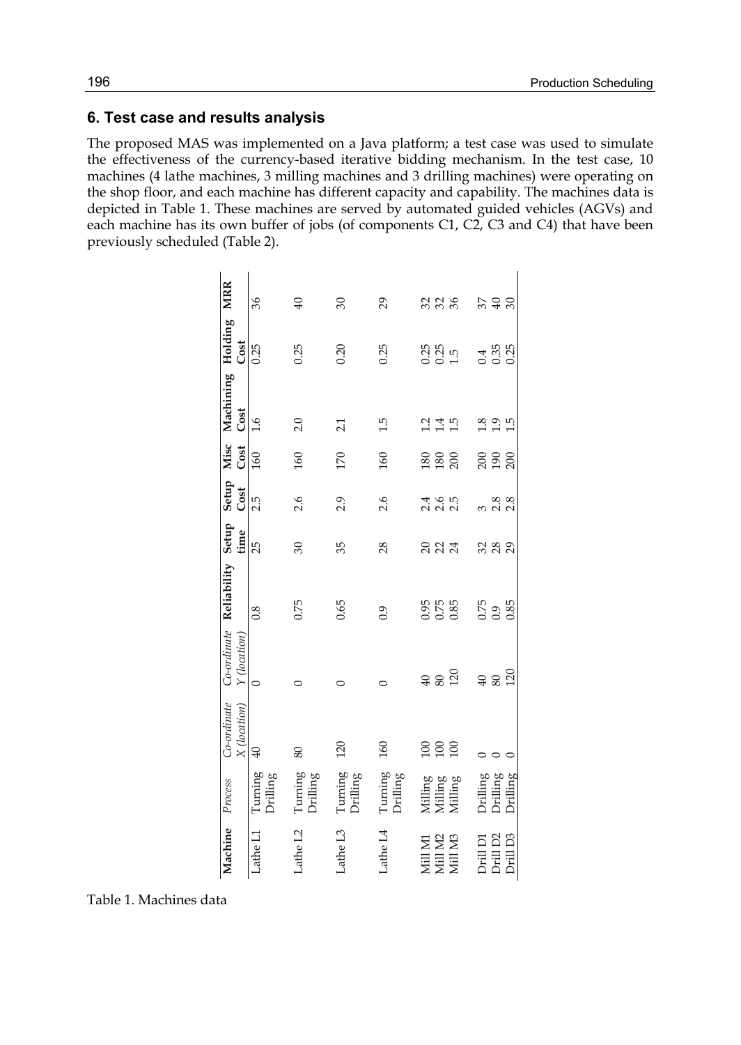## 6. Test case and results analysis

The proposed MAS was implemented on a Java platform; a test case was used to simulate the effectiveness of the currency-based iterative bidding mechanism. In the test case, 10 machines (4 lathe machines, 3 milling machines and 3 drilling machines) were operating on the shop floor, and each machine has different capacity and capability. The machines data is depicted in Table 1. These machines are served by automated guided vehicles (AGVs) and each machine has its own buffer of jobs (of components C1, C2, C3 and C4) that have been previously scheduled (Table 2).

| Machine | *Process* | *Co-ordinate X (location)* | *Co-ordinate Y (location)* | Reliability | Setup time | Setup Cost | Misc Cost | Machining Cost | Holding Cost | MRR |
|---|---|---|---|---|---|---|---|---|---|---|
| Lathe L1 | Turning<br>Drilling | 40 | 0 | 0.8 | 25 | 2.5 | 160 | 1.6 | 0.25 | 36 |
| Lathe L2 | Turning<br>Drilling | 80 | 0 | 0.75 | 30 | 2.6 | 160 | 2.0 | 0.25 | 40 |
| Lathe L3 | Turning<br>Drilling | 120 | 0 | 0.65 | 35 | 2.9 | 170 | 2.1 | 0.20 | 30 |
| Lathe L4 | Turning<br>Drilling | 160 | 0 | 0.9 | 28 | 2.6 | 160 | 1.5 | 0.25 | 29 |
| Mill M1 | Milling | 100 | 40 | 0.95 | 20 | 2.4 | 180 | 1.2 | 0.25 | 32 |
| Mill M2 | Milling | 100 | 80 | 0.75 | 22 | 2.6 | 180 | 1.4 | 0.25 | 32 |
| Mill M3 | Milling | 100 | 120 | 0.85 | 24 | 2.5 | 200 | 1.5 | 1.5 | 36 |
| Drill D1 | Drilling | 0 | 40 | 0.75 | 32 | 3 | 200 | 1.8 | 0.4 | 37 |
| Drill D2 | Drilling | 0 | 80 | 0.9 | 28 | 2.8 | 190 | 1.9 | 0.35 | 40 |
| Drill D3 | Drilling | 0 | 120 | 0.85 | 29 | 2.8 | 200 | 1.5 | 0.25 | 30 |

Table 1. Machines data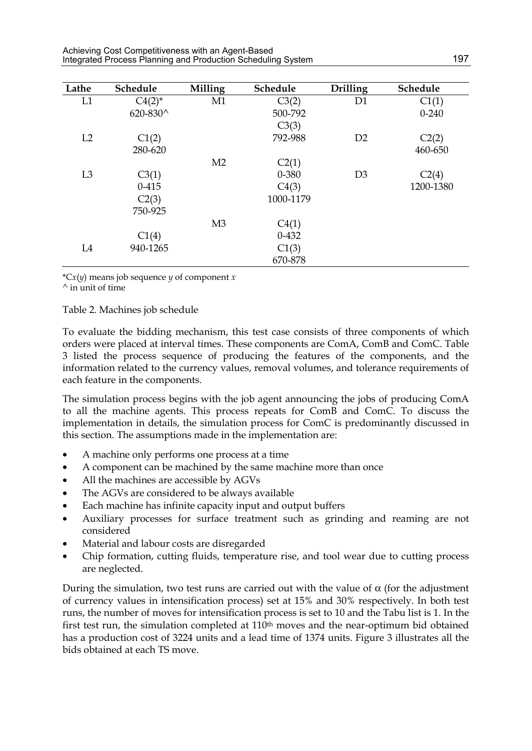| Lathe | Schedule | Milling | Schedule | Drilling | Schedule |
|---|---|---|---|---|---|
| L1 | C4(2)* | M1 | C3(2) | D1 | C1(1) |
| | 620-830^ | | 500-792 | | 0-240 |
| | | | C3(3) | | |
| L2 | C1(2) | | 792-988 | D2 | C2(2) |
| | 280-620 | | | | 460-650 |
| | | M2 | C2(1) | | |
| L3 | C3(1) | | 0-380 | D3 | C2(4) |
| | 0-415 | | C4(3) | | 1200-1380 |
| | C2(3) | | 1000-1179 | | |
| | 750-925 | | | | |
| | | M3 | C4(1) | | |
| | C1(4) | | 0-432 | | |
| L4 | 940-1265 | | C1(3) | | |
| | | | 670-878 | | |

*C*x*(*y*) means job sequence *y* of component *x*

^ in unit of time

Table 2. Machines job schedule

To evaluate the bidding mechanism, this test case consists of three components of which orders were placed at interval times. These components are ComA, ComB and ComC. Table 3 listed the process sequence of producing the features of the components, and the information related to the currency values, removal volumes, and tolerance requirements of each feature in the components.

The simulation process begins with the job agent announcing the jobs of producing ComA to all the machine agents. This process repeats for ComB and ComC. To discuss the implementation in details, the simulation process for ComC is predominantly discussed in this section. The assumptions made in the implementation are:

- A machine only performs one process at a time
- A component can be machined by the same machine more than once
- All the machines are accessible by AGVs
- The AGVs are considered to be always available
- Each machine has infinite capacity input and output buffers
- Auxiliary processes for surface treatment such as grinding and reaming are not considered
- Material and labour costs are disregarded
- Chip formation, cutting fluids, temperature rise, and tool wear due to cutting process are neglected.

During the simulation, two test runs are carried out with the value of $\alpha$ (for the adjustment of currency values in intensification process) set at 15% and 30% respectively. In both test runs, the number of moves for intensification process is set to 10 and the Tabu list is 1. In the first test run, the simulation completed at 110th moves and the near-optimum bid obtained has a production cost of 3224 units and a lead time of 1374 units. Figure 3 illustrates all the bids obtained at each TS move.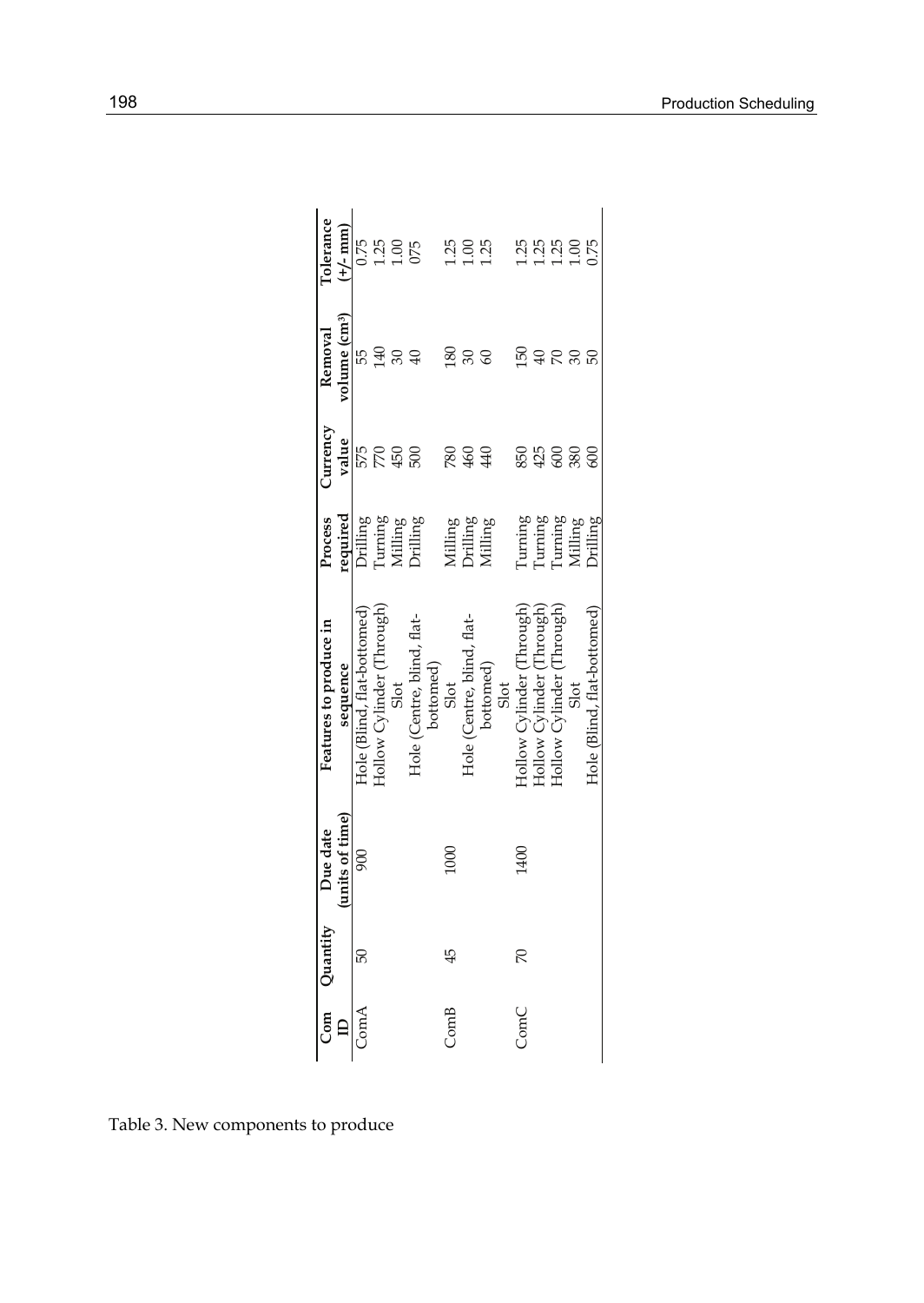| Com ID | Quantity | Due date (units of time) | Features to produce in sequence | Process required | Currency value | Removal volume (cm³) | Tolerance (+/- mm) |
|---|---|---|---|---|---|---|---|
| ComA | 50 | 900 | Hole (Blind, flat-bottomed) | Drilling | 575 | 55 | 0.75 |
| | | | Hollow Cylinder (Through) | Turning | 770 | 140 | 1.25 |
| | | | Slot | Milling | 450 | 30 | 1.00 |
| | | | Hole (Centre, blind, flat-bottomed) | Drilling | 500 | 40 | 075 |
| ComB | 45 | 1000 | Slot | Milling | 780 | 180 | 1.25 |
| | | | Hole (Centre, blind, flat-bottomed) | Drilling | 460 | 30 | 1.00 |
| | | | Slot | Milling | 440 | 60 | 1.25 |
| ComC | 70 | 1400 | Hollow Cylinder (Through) | Turning | 850 | 150 | 1.25 |
| | | | Hollow Cylinder (Through) | Turning | 425 | 40 | 1.25 |
| | | | Hollow Cylinder (Through) | Turning | 600 | 70 | 1.25 |
| | | | Slot | Milling | 380 | 30 | 1.00 |
| | | | Hole (Blind, flat-bottomed) | Drilling | 600 | 50 | 0.75 |

Table 3. New components to produce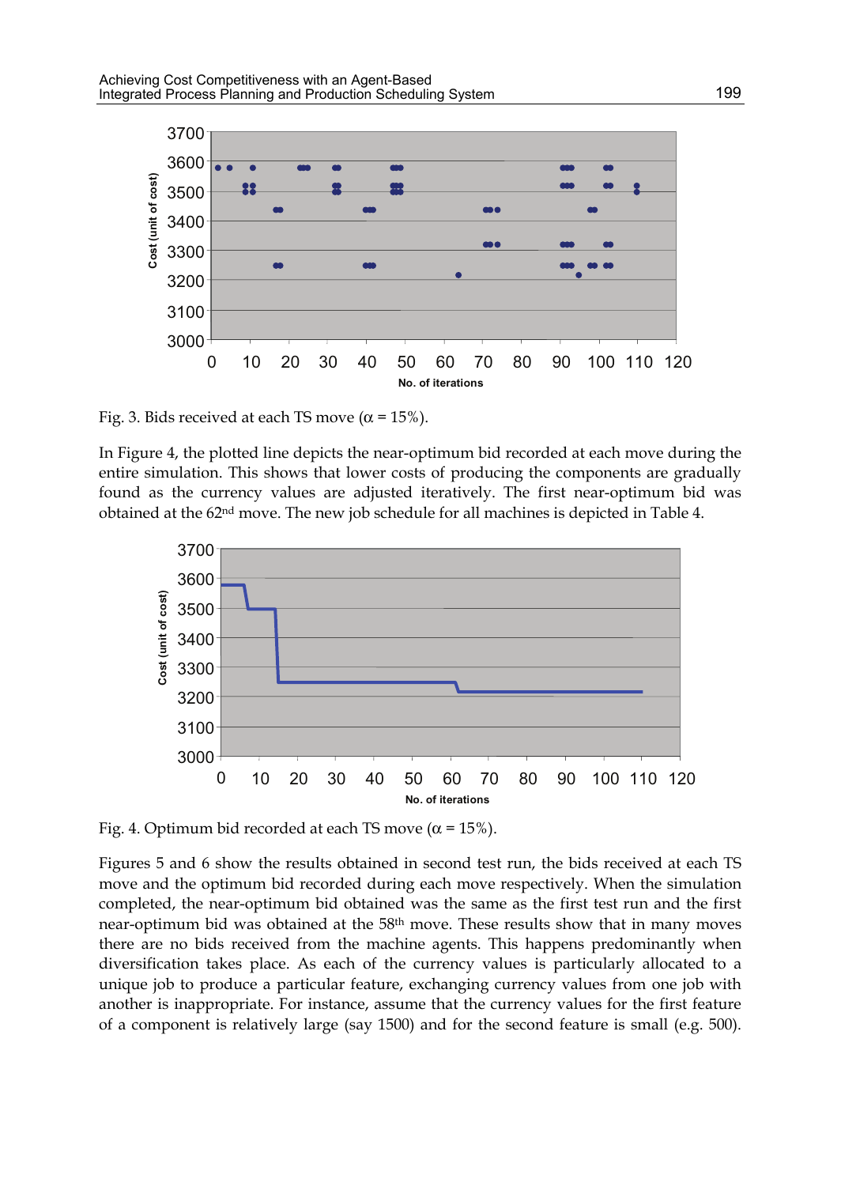Fig. 3. Bids received at each TS move (α = 15%).

In Figure 4, the plotted line depicts the near-optimum bid recorded at each move during the entire simulation. This shows that lower costs of producing the components are gradually found as the currency values are adjusted iteratively. The first near-optimum bid was obtained at the 62nd move. The new job schedule for all machines is depicted in Table 4.

Fig. 4. Optimum bid recorded at each TS move (α = 15%).

Figures 5 and 6 show the results obtained in second test run, the bids received at each TS move and the optimum bid recorded during each move respectively. When the simulation completed, the near-optimum bid obtained was the same as the first test run and the first near-optimum bid was obtained at the 58th move. These results show that in many moves there are no bids received from the machine agents. This happens predominantly when diversification takes place. As each of the currency values is particularly allocated to a unique job to produce a particular feature, exchanging currency values from one job with another is inappropriate. For instance, assume that the currency values for the first feature of a component is relatively large (say 1500) and for the second feature is small (e.g. 500).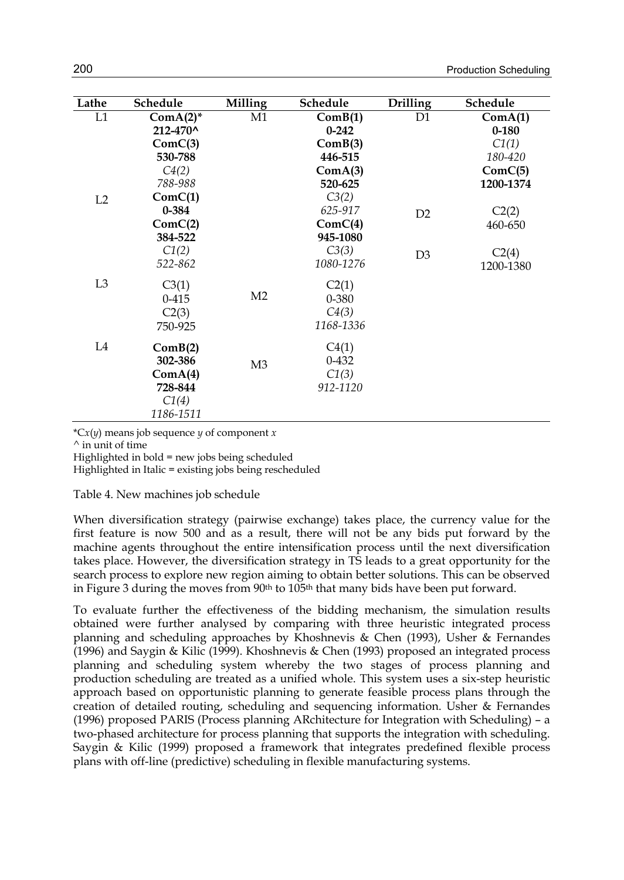| Lathe | Schedule | Milling | Schedule | Drilling | Schedule |
|---|---|---|---|---|---|
| L1 | **ComA(2)*** **212-470^** **ComC(3)** **530-788** *C4(2)* *788-988* | M1 | **ComB(1)** **0-242** **ComB(3)** **446-515** **ComA(3)** **520-625** *C3(2)* *625-917* **ComC(4)** **945-1080** *C3(3)* *1080-1276* | D1 | **ComA(1)** **0-180** *C1(1)* *180-420* **ComC(5)** **1200-1374** |
| L2 | **ComC(1)** **0-384** **ComC(2)** **384-522** *C1(2)* *522-862* | | | D2 | C2(2) 460-650 |
| | | | | D3 | C2(4) 1200-1380 |
| L3 | C3(1) 0-415 C2(3) 750-925 | M2 | C2(1) 0-380 *C4(3)* *1168-1336* | | |
| L4 | **ComB(2)** **302-386** **ComA(4)** **728-844** *C1(4)* *1186-1511* | M3 | C4(1) 0-432 *C1(3)* *912-1120* | | |

*C*x*(*y*) means job sequence *y* of component *x*

^ in unit of time

Highlighted in bold = new jobs being scheduled

Highlighted in Italic = existing jobs being rescheduled

Table 4. New machines job schedule

When diversification strategy (pairwise exchange) takes place, the currency value for the first feature is now 500 and as a result, there will not be any bids put forward by the machine agents throughout the entire intensification process until the next diversification takes place. However, the diversification strategy in TS leads to a great opportunity for the search process to explore new region aiming to obtain better solutions. This can be observed in Figure 3 during the moves from 90th to 105th that many bids have been put forward.

To evaluate further the effectiveness of the bidding mechanism, the simulation results obtained were further analysed by comparing with three heuristic integrated process planning and scheduling approaches by Khoshnevis & Chen (1993), Usher & Fernandes (1996) and Saygin & Kilic (1999). Khoshnevis & Chen (1993) proposed an integrated process planning and scheduling system whereby the two stages of process planning and production scheduling are treated as a unified whole. This system uses a six-step heuristic approach based on opportunistic planning to generate feasible process plans through the creation of detailed routing, scheduling and sequencing information. Usher & Fernandes (1996) proposed PARIS (Process planning ARchitecture for Integration with Scheduling) – a two-phased architecture for process planning that supports the integration with scheduling. Saygin & Kilic (1999) proposed a framework that integrates predefined flexible process plans with off-line (predictive) scheduling in flexible manufacturing systems.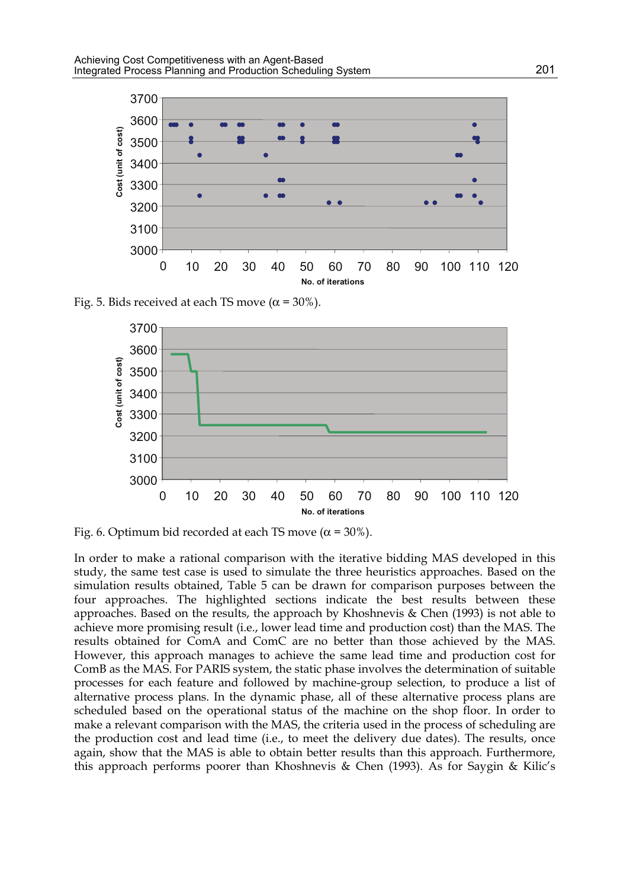Fig. 5. Bids received at each TS move ($\alpha$ = 30%).

Fig. 6. Optimum bid recorded at each TS move ($\alpha$ = 30%).

In order to make a rational comparison with the iterative bidding MAS developed in this study, the same test case is used to simulate the three heuristics approaches. Based on the simulation results obtained, Table 5 can be drawn for comparison purposes between the four approaches. The highlighted sections indicate the best results between these approaches. Based on the results, the approach by Khoshnevis & Chen (1993) is not able to achieve more promising result (i.e., lower lead time and production cost) than the MAS. The results obtained for ComA and ComC are no better than those achieved by the MAS. However, this approach manages to achieve the same lead time and production cost for ComB as the MAS. For PARIS system, the static phase involves the determination of suitable processes for each feature and followed by machine-group selection, to produce a list of alternative process plans. In the dynamic phase, all of these alternative process plans are scheduled based on the operational status of the machine on the shop floor. In order to make a relevant comparison with the MAS, the criteria used in the process of scheduling are the production cost and lead time (i.e., to meet the delivery due dates). The results, once again, show that the MAS is able to obtain better results than this approach. Furthermore, this approach performs poorer than Khoshnevis & Chen (1993). As for Saygin & Kilic's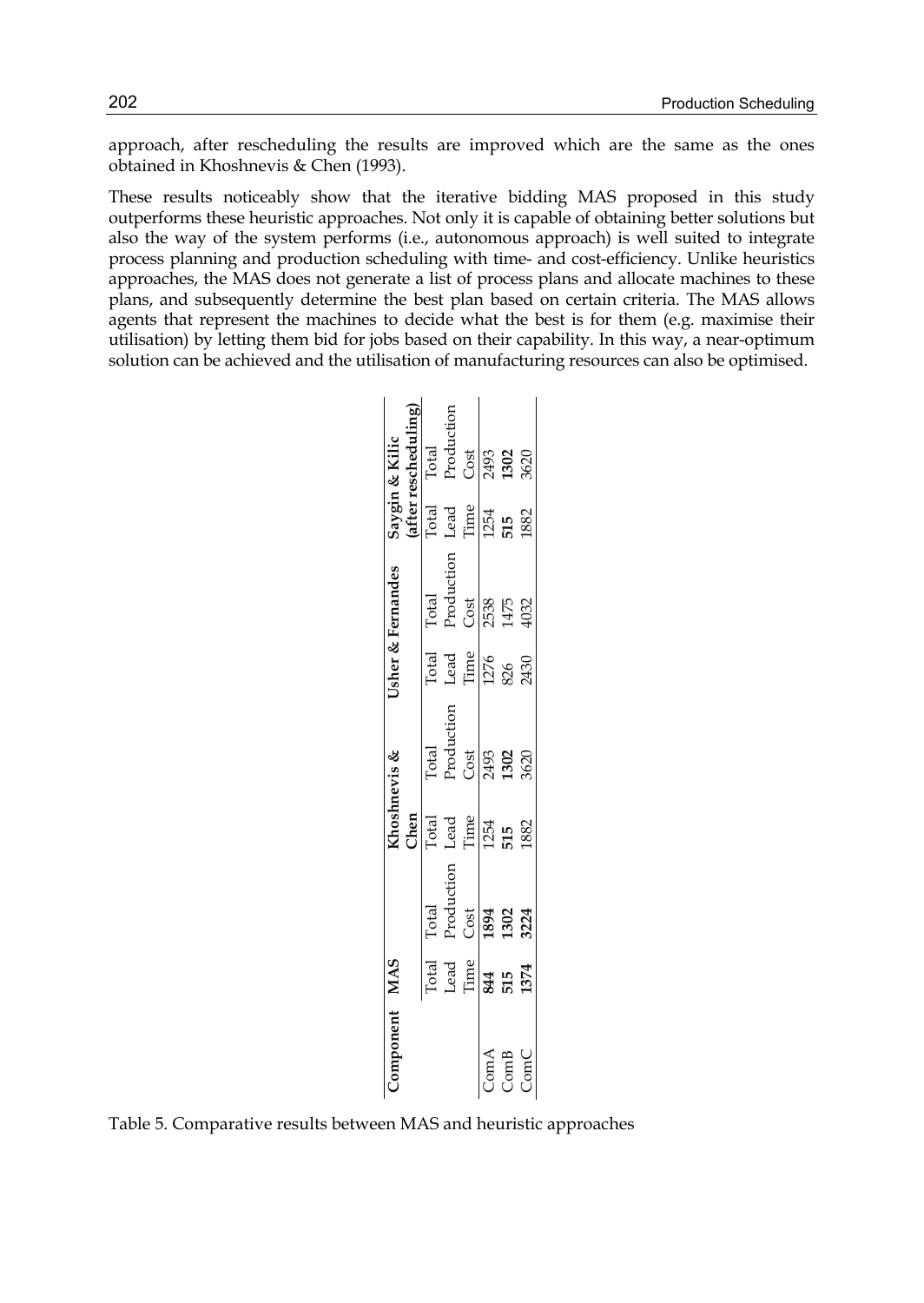approach, after rescheduling the results are improved which are the same as the ones obtained in Khoshnevis & Chen (1993).

These results noticeably show that the iterative bidding MAS proposed in this study outperforms these heuristic approaches. Not only it is capable of obtaining better solutions but also the way of the system performs (i.e., autonomous approach) is well suited to integrate process planning and production scheduling with time- and cost-efficiency. Unlike heuristics approaches, the MAS does not generate a list of process plans and allocate machines to these plans, and subsequently determine the best plan based on certain criteria. The MAS allows agents that represent the machines to decide what the best is for them (e.g. maximise their utilisation) by letting them bid for jobs based on their capability. In this way, a near-optimum solution can be achieved and the utilisation of manufacturing resources can also be optimised.

| **Component** | **MAS** | | **Khoshnevis & Chen** | | **Usher & Fernandes** | | **Saygin & Kilic (after rescheduling)** | |
|---|---|---|---|---|---|---|---|---|
| | Total Lead Time | Total Production Cost | Total Lead Time | Total Production Cost | Total Lead Time | Total Production Cost | Total Lead Time | Total Production Cost |
| ComA | **844** | **1894** | 1254 | 2493 | 1276 | 2538 | 1254 | 2493 |
| ComB | **515** | **1302** | **515** | **1302** | 826 | 1475 | **515** | **1302** |
| ComC | **1374** | **3224** | 1882 | 3620 | 2430 | 4032 | 1882 | 3620 |

Table 5. Comparative results between MAS and heuristic approaches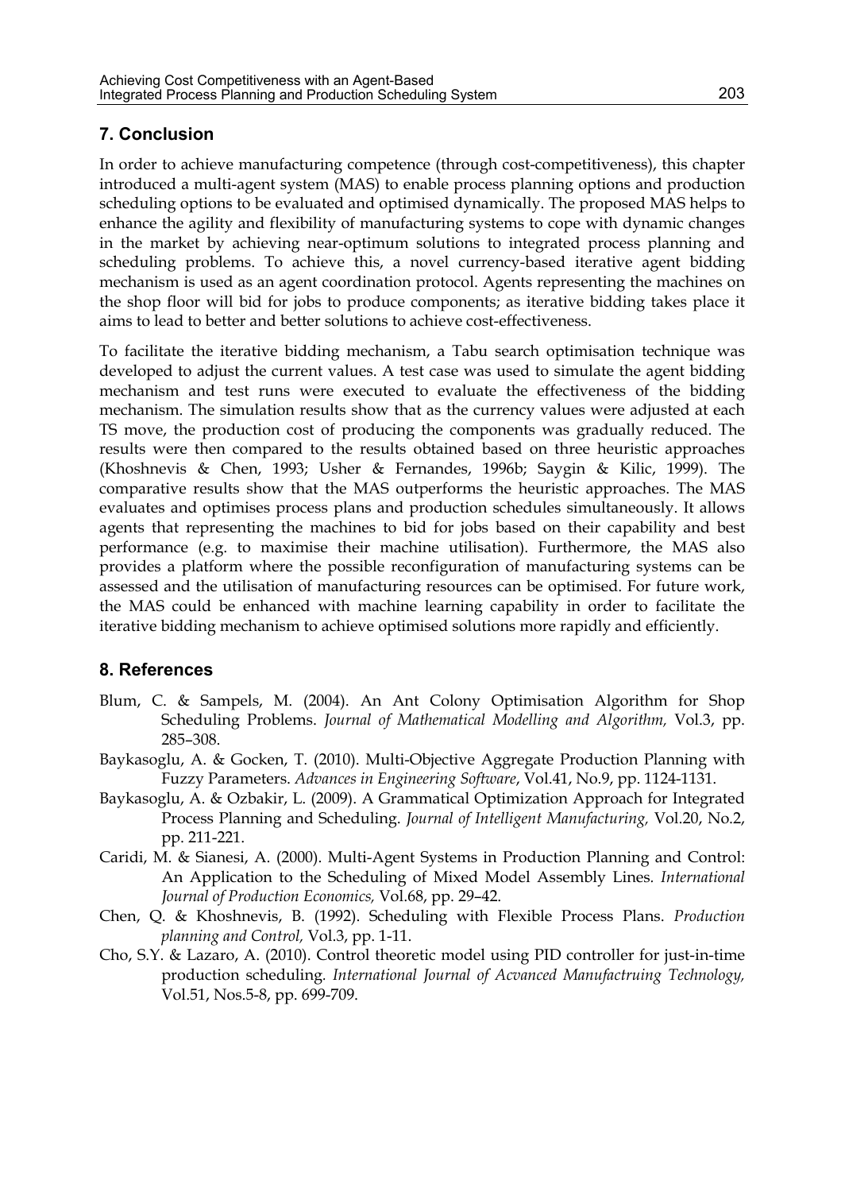## 7. Conclusion

In order to achieve manufacturing competence (through cost-competitiveness), this chapter introduced a multi-agent system (MAS) to enable process planning options and production scheduling options to be evaluated and optimised dynamically. The proposed MAS helps to enhance the agility and flexibility of manufacturing systems to cope with dynamic changes in the market by achieving near-optimum solutions to integrated process planning and scheduling problems. To achieve this, a novel currency-based iterative agent bidding mechanism is used as an agent coordination protocol. Agents representing the machines on the shop floor will bid for jobs to produce components; as iterative bidding takes place it aims to lead to better and better solutions to achieve cost-effectiveness.

To facilitate the iterative bidding mechanism, a Tabu search optimisation technique was developed to adjust the current values. A test case was used to simulate the agent bidding mechanism and test runs were executed to evaluate the effectiveness of the bidding mechanism. The simulation results show that as the currency values were adjusted at each TS move, the production cost of producing the components was gradually reduced. The results were then compared to the results obtained based on three heuristic approaches (Khoshnevis & Chen, 1993; Usher & Fernandes, 1996b; Saygin & Kilic, 1999). The comparative results show that the MAS outperforms the heuristic approaches. The MAS evaluates and optimises process plans and production schedules simultaneously. It allows agents that representing the machines to bid for jobs based on their capability and best performance (e.g. to maximise their machine utilisation). Furthermore, the MAS also provides a platform where the possible reconfiguration of manufacturing systems can be assessed and the utilisation of manufacturing resources can be optimised. For future work, the MAS could be enhanced with machine learning capability in order to facilitate the iterative bidding mechanism to achieve optimised solutions more rapidly and efficiently.

## 8. References

Blum, C. & Sampels, M. (2004). An Ant Colony Optimisation Algorithm for Shop Scheduling Problems. *Journal of Mathematical Modelling and Algorithm,* Vol.3, pp. 285–308.

Baykasoglu, A. & Gocken, T. (2010). Multi-Objective Aggregate Production Planning with Fuzzy Parameters. *Advances in Engineering Software*, Vol.41, No.9, pp. 1124-1131.

Baykasoglu, A. & Ozbakir, L. (2009). A Grammatical Optimization Approach for Integrated Process Planning and Scheduling. *Journal of Intelligent Manufacturing,* Vol.20, No.2, pp. 211-221.

Caridi, M. & Sianesi, A. (2000). Multi-Agent Systems in Production Planning and Control: An Application to the Scheduling of Mixed Model Assembly Lines. *International Journal of Production Economics,* Vol.68, pp. 29–42.

Chen, Q. & Khoshnevis, B. (1992). Scheduling with Flexible Process Plans. *Production planning and Control,* Vol.3, pp. 1-11.

Cho, S.Y. & Lazaro, A. (2010). Control theoretic model using PID controller for just-in-time production scheduling. *International Journal of Acvanced Manufactruing Technology,* Vol.51, Nos.5-8, pp. 699-709.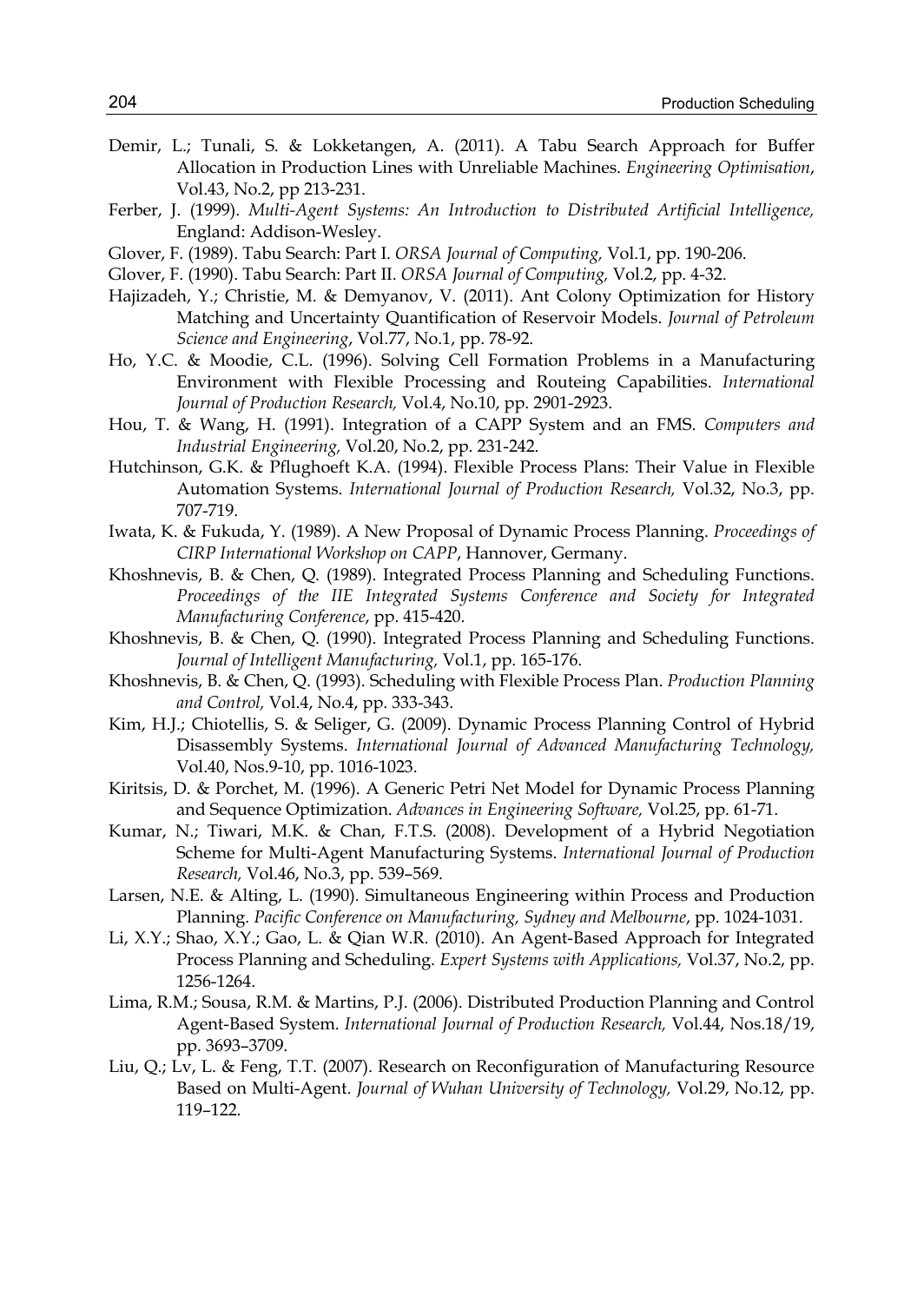Demir, L.; Tunali, S. & Lokketangen, A. (2011). A Tabu Search Approach for Buffer Allocation in Production Lines with Unreliable Machines. *Engineering Optimisation*, Vol.43, No.2, pp 213-231.

Ferber, J. (1999). *Multi-Agent Systems: An Introduction to Distributed Artificial Intelligence,* England: Addison-Wesley.

Glover, F. (1989). Tabu Search: Part I. *ORSA Journal of Computing,* Vol.1, pp. 190-206.

Glover, F. (1990). Tabu Search: Part II. *ORSA Journal of Computing,* Vol.2, pp. 4-32.

Hajizadeh, Y.; Christie, M. & Demyanov, V. (2011). Ant Colony Optimization for History Matching and Uncertainty Quantification of Reservoir Models. *Journal of Petroleum Science and Engineering*, Vol.77, No.1, pp. 78-92.

Ho, Y.C. & Moodie, C.L. (1996). Solving Cell Formation Problems in a Manufacturing Environment with Flexible Processing and Routeing Capabilities. *International Journal of Production Research,* Vol.4, No.10, pp. 2901-2923.

Hou, T. & Wang, H. (1991). Integration of a CAPP System and an FMS. *Computers and Industrial Engineering,* Vol.20, No.2, pp. 231-242.

Hutchinson, G.K. & Pflughoeft K.A. (1994). Flexible Process Plans: Their Value in Flexible Automation Systems. *International Journal of Production Research,* Vol.32, No.3, pp. 707-719.

Iwata, K. & Fukuda, Y. (1989). A New Proposal of Dynamic Process Planning. *Proceedings of CIRP International Workshop on CAPP*, Hannover, Germany.

Khoshnevis, B. & Chen, Q. (1989). Integrated Process Planning and Scheduling Functions. *Proceedings of the IIE Integrated Systems Conference and Society for Integrated Manufacturing Conference*, pp. 415-420.

Khoshnevis, B. & Chen, Q. (1990). Integrated Process Planning and Scheduling Functions. *Journal of Intelligent Manufacturing,* Vol.1, pp. 165-176.

Khoshnevis, B. & Chen, Q. (1993). Scheduling with Flexible Process Plan. *Production Planning and Control,* Vol.4, No.4, pp. 333-343.

Kim, H.J.; Chiotellis, S. & Seliger, G. (2009). Dynamic Process Planning Control of Hybrid Disassembly Systems. *International Journal of Advanced Manufacturing Technology,* Vol.40, Nos.9-10, pp. 1016-1023.

Kiritsis, D. & Porchet, M. (1996). A Generic Petri Net Model for Dynamic Process Planning and Sequence Optimization. *Advances in Engineering Software,* Vol.25, pp. 61-71.

Kumar, N.; Tiwari, M.K. & Chan, F.T.S. (2008). Development of a Hybrid Negotiation Scheme for Multi-Agent Manufacturing Systems. *International Journal of Production Research,* Vol.46, No.3, pp. 539–569.

Larsen, N.E. & Alting, L. (1990). Simultaneous Engineering within Process and Production Planning. *Pacific Conference on Manufacturing, Sydney and Melbourne*, pp. 1024-1031.

Li, X.Y.; Shao, X.Y.; Gao, L. & Qian W.R. (2010). An Agent-Based Approach for Integrated Process Planning and Scheduling. *Expert Systems with Applications,* Vol.37, No.2, pp. 1256-1264.

Lima, R.M.; Sousa, R.M. & Martins, P.J. (2006). Distributed Production Planning and Control Agent-Based System. *International Journal of Production Research,* Vol.44, Nos.18/19, pp. 3693–3709.

Liu, Q.; Lv, L. & Feng, T.T. (2007). Research on Reconfiguration of Manufacturing Resource Based on Multi-Agent. *Journal of Wuhan University of Technology,* Vol.29, No.12, pp. 119–122.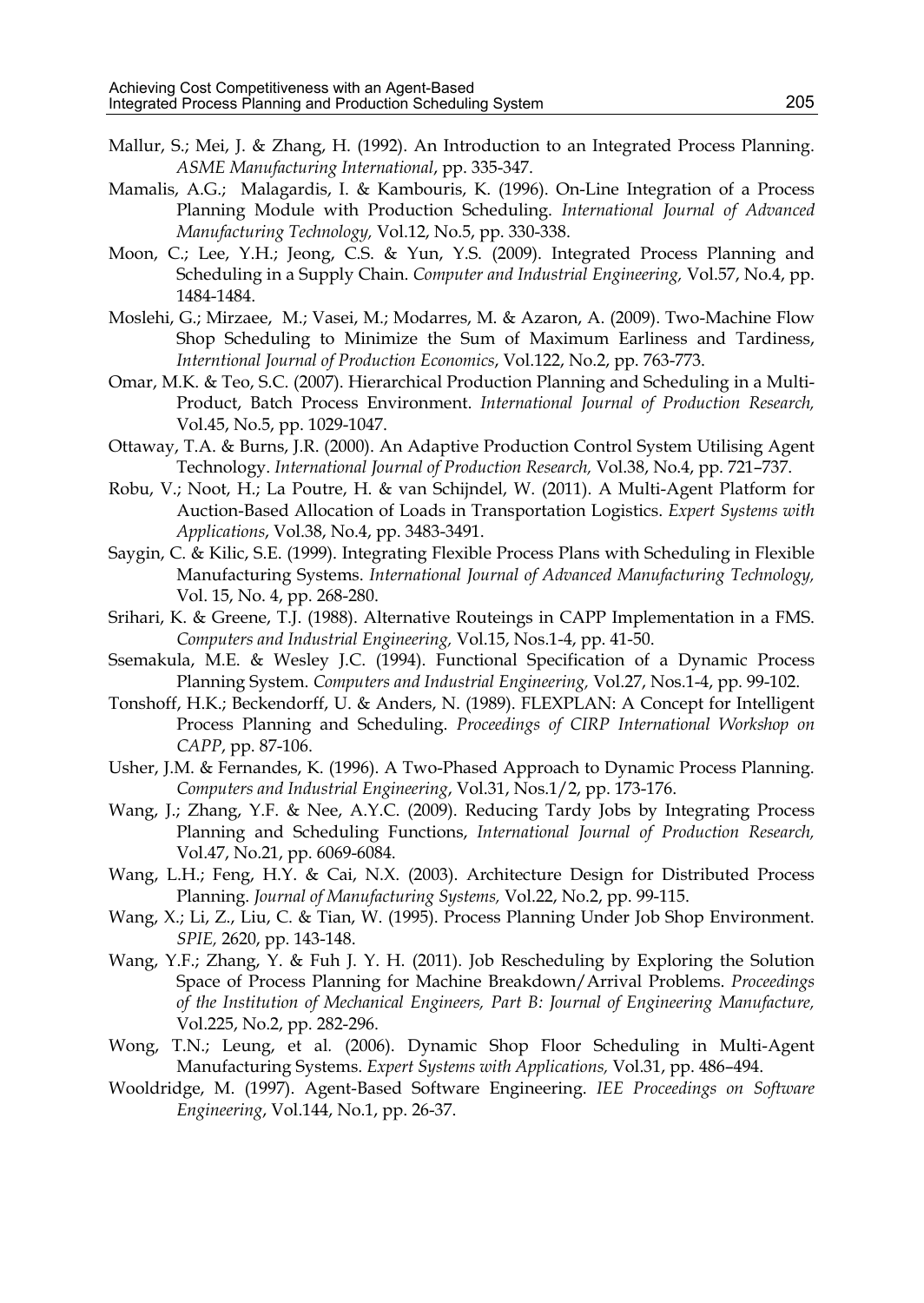Mallur, S.; Mei, J. & Zhang, H. (1992). An Introduction to an Integrated Process Planning. *ASME Manufacturing International*, pp. 335-347.

Mamalis, A.G.; Malagardis, I. & Kambouris, K. (1996). On-Line Integration of a Process Planning Module with Production Scheduling. *International Journal of Advanced Manufacturing Technology,* Vol.12, No.5, pp. 330-338.

Moon, C.; Lee, Y.H.; Jeong, C.S. & Yun, Y.S. (2009). Integrated Process Planning and Scheduling in a Supply Chain. *Computer and Industrial Engineering,* Vol.57, No.4, pp. 1484-1484.

Moslehi, G.; Mirzaee, M.; Vasei, M.; Modarres, M. & Azaron, A. (2009). Two-Machine Flow Shop Scheduling to Minimize the Sum of Maximum Earliness and Tardiness, *Interntional Journal of Production Economics*, Vol.122, No.2, pp. 763-773.

Omar, M.K. & Teo, S.C. (2007). Hierarchical Production Planning and Scheduling in a Multi-Product, Batch Process Environment. *International Journal of Production Research,* Vol.45, No.5, pp. 1029-1047.

Ottaway, T.A. & Burns, J.R. (2000). An Adaptive Production Control System Utilising Agent Technology. *International Journal of Production Research,* Vol.38, No.4, pp. 721–737.

Robu, V.; Noot, H.; La Poutre, H. & van Schijndel, W. (2011). A Multi-Agent Platform for Auction-Based Allocation of Loads in Transportation Logistics. *Expert Systems with Applications*, Vol.38, No.4, pp. 3483-3491.

Saygin, C. & Kilic, S.E. (1999). Integrating Flexible Process Plans with Scheduling in Flexible Manufacturing Systems. *International Journal of Advanced Manufacturing Technology,* Vol. 15, No. 4, pp. 268-280.

Srihari, K. & Greene, T.J. (1988). Alternative Routeings in CAPP Implementation in a FMS. *Computers and Industrial Engineering,* Vol.15, Nos.1-4, pp. 41-50.

Ssemakula, M.E. & Wesley J.C. (1994). Functional Specification of a Dynamic Process Planning System. *Computers and Industrial Engineering,* Vol.27, Nos.1-4, pp. 99-102.

Tonshoff, H.K.; Beckendorff, U. & Anders, N. (1989). FLEXPLAN: A Concept for Intelligent Process Planning and Scheduling. *Proceedings of CIRP International Workshop on CAPP*, pp. 87-106.

Usher, J.M. & Fernandes, K. (1996). A Two-Phased Approach to Dynamic Process Planning. *Computers and Industrial Engineering*, Vol.31, Nos.1/2, pp. 173-176.

Wang, J.; Zhang, Y.F. & Nee, A.Y.C. (2009). Reducing Tardy Jobs by Integrating Process Planning and Scheduling Functions, *International Journal of Production Research,* Vol.47, No.21, pp. 6069-6084.

Wang, L.H.; Feng, H.Y. & Cai, N.X. (2003). Architecture Design for Distributed Process Planning. *Journal of Manufacturing Systems,* Vol.22, No.2, pp. 99-115.

Wang, X.; Li, Z., Liu, C. & Tian, W. (1995). Process Planning Under Job Shop Environment. *SPIE,* 2620, pp. 143-148.

Wang, Y.F.; Zhang, Y. & Fuh J. Y. H. (2011). Job Rescheduling by Exploring the Solution Space of Process Planning for Machine Breakdown/Arrival Problems. *Proceedings of the Institution of Mechanical Engineers, Part B: Journal of Engineering Manufacture,* Vol.225, No.2, pp. 282-296.

Wong, T.N.; Leung, et al. (2006). Dynamic Shop Floor Scheduling in Multi-Agent Manufacturing Systems. *Expert Systems with Applications,* Vol.31, pp. 486–494.

Wooldridge, M. (1997). Agent-Based Software Engineering. *IEE Proceedings on Software Engineering*, Vol.144, No.1, pp. 26-37.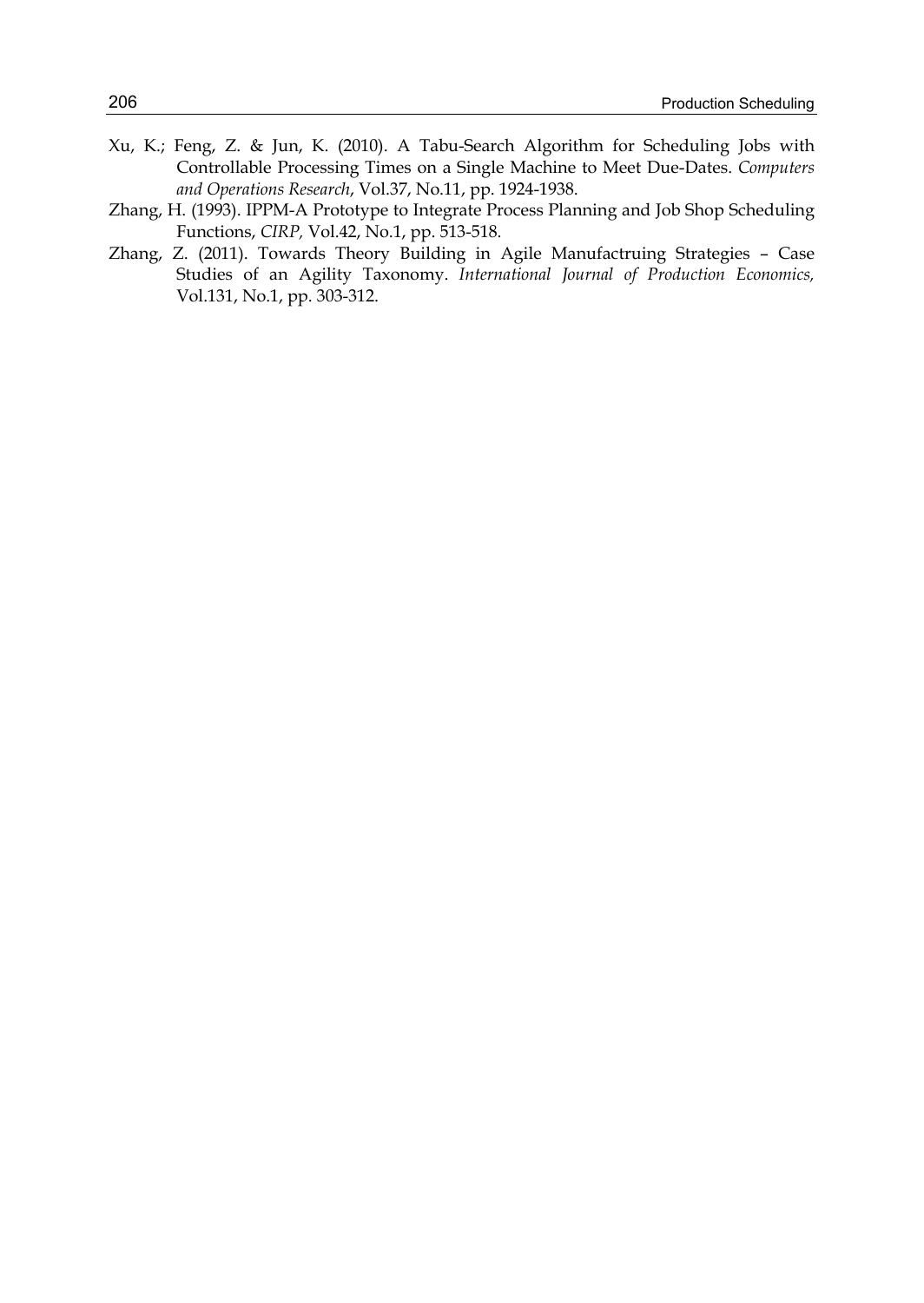Xu, K.; Feng, Z. & Jun, K. (2010). A Tabu-Search Algorithm for Scheduling Jobs with Controllable Processing Times on a Single Machine to Meet Due-Dates. *Computers and Operations Research*, Vol.37, No.11, pp. 1924-1938.

Zhang, H. (1993). IPPM-A Prototype to Integrate Process Planning and Job Shop Scheduling Functions, *CIRP,* Vol.42, No.1, pp. 513-518.

Zhang, Z. (2011). Towards Theory Building in Agile Manufactruing Strategies – Case Studies of an Agility Taxonomy. *International Journal of Production Economics,* Vol.131, No.1, pp. 303-312.